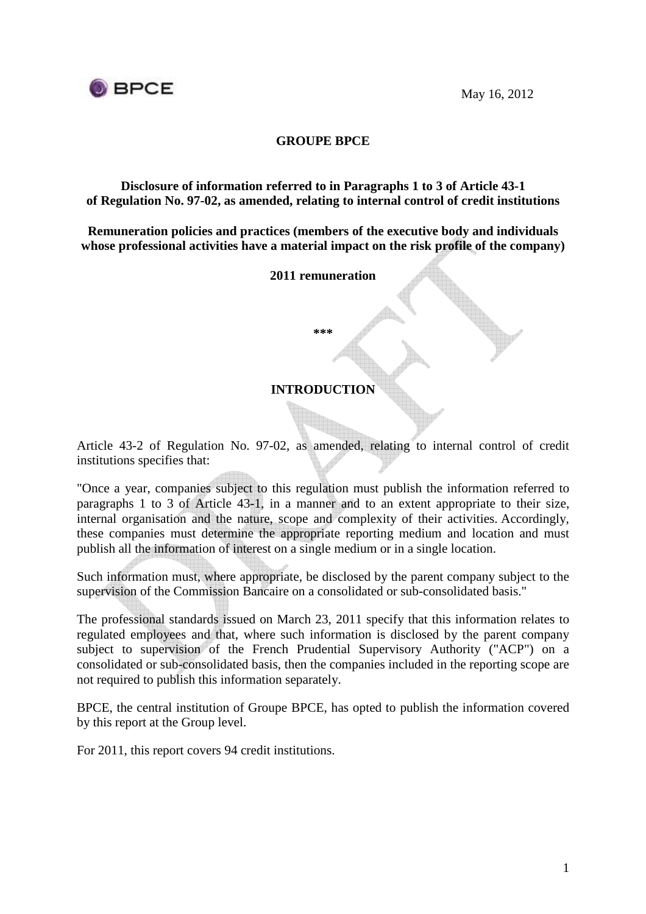May 16, 2012

# GROUPE BPCE

**Disclosure of information referred to in Paragraphs 1 to 3 of Article 43-1 of Regulation No. 97-02, as amended, relating to internal control of credit institutions**

**Remuneration policies and practices (members of the executive body and individuals whose professional activities have a material impact on the risk profile of the company)**

**2011 remuneration**

***

## INTRODUCTION

Article 43-2 of Regulation No. 97-02, as amended, relating to internal control of credit institutions specifies that:

"Once a year, companies subject to this regulation must publish the information referred to paragraphs 1 to 3 of Article 43-1, in a manner and to an extent appropriate to their size, internal organisation and the nature, scope and complexity of their activities. Accordingly, these companies must determine the appropriate reporting medium and location and must publish all the information of interest on a single medium or in a single location.

Such information must, where appropriate, be disclosed by the parent company subject to the supervision of the Commission Bancaire on a consolidated or sub-consolidated basis."

The professional standards issued on March 23, 2011 specify that this information relates to regulated employees and that, where such information is disclosed by the parent company subject to supervision of the French Prudential Supervisory Authority ("ACP") on a consolidated or sub-consolidated basis, then the companies included in the reporting scope are not required to publish this information separately.

BPCE, the central institution of Groupe BPCE, has opted to publish the information covered by this report at the Group level.

For 2011, this report covers 94 credit institutions.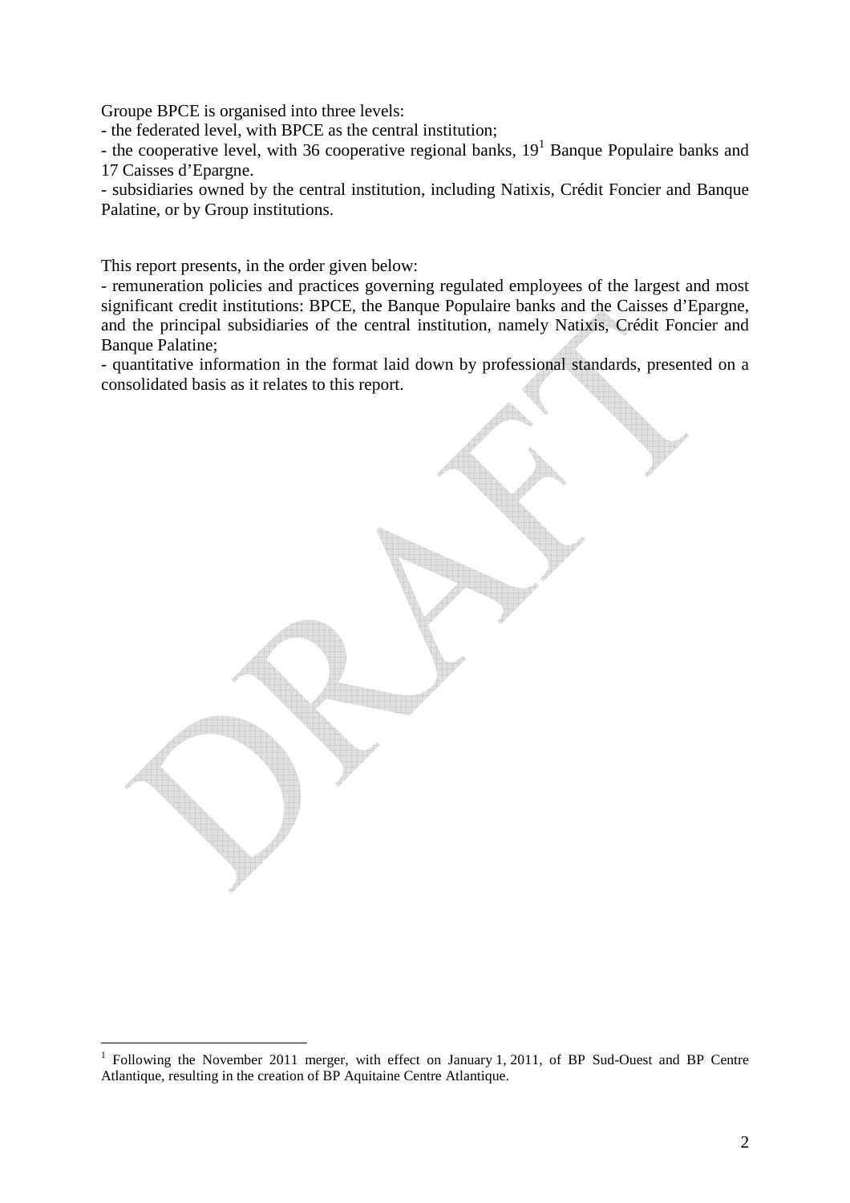Groupe BPCE is organised into three levels:

- the federated level, with BPCE as the central institution;
- the cooperative level, with 36 cooperative regional banks, 19[1] Banque Populaire banks and 17 Caisses d'Epargne.
- subsidiaries owned by the central institution, including Natixis, Crédit Foncier and Banque Palatine, or by Group institutions.

This report presents, in the order given below:

- remuneration policies and practices governing regulated employees of the largest and most significant credit institutions: BPCE, the Banque Populaire banks and the Caisses d'Epargne, and the principal subsidiaries of the central institution, namely Natixis, Crédit Foncier and Banque Palatine;
- quantitative information in the format laid down by professional standards, presented on a consolidated basis as it relates to this report.

[1] Following the November 2011 merger, with effect on January 1, 2011, of BP Sud-Ouest and BP Centre Atlantique, resulting in the creation of BP Aquitaine Centre Atlantique.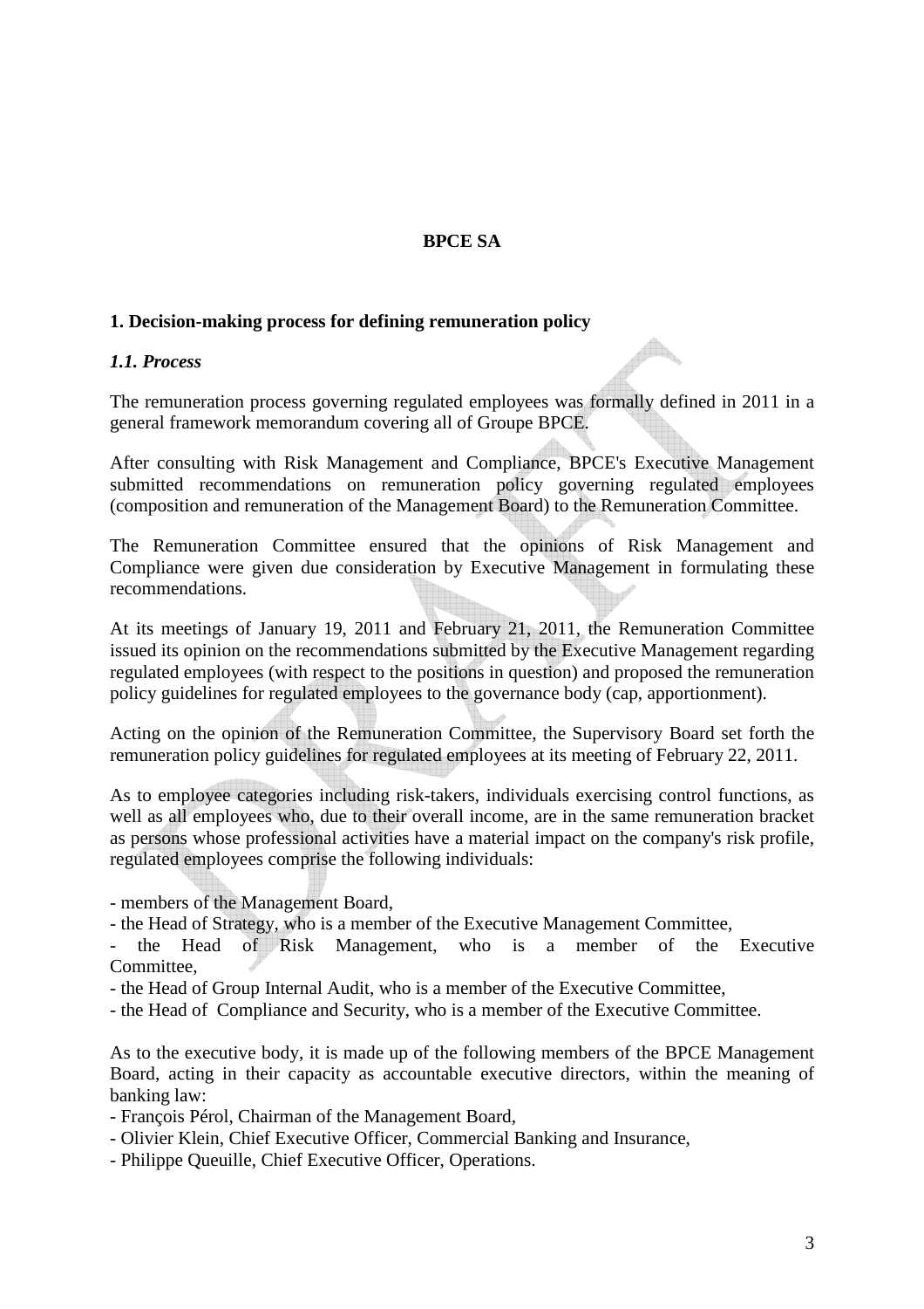# BPCE SA

## 1. Decision-making process for defining remuneration policy

### *1.1. Process*

The remuneration process governing regulated employees was formally defined in 2011 in a general framework memorandum covering all of Groupe BPCE.

After consulting with Risk Management and Compliance, BPCE's Executive Management submitted recommendations on remuneration policy governing regulated employees (composition and remuneration of the Management Board) to the Remuneration Committee.

The Remuneration Committee ensured that the opinions of Risk Management and Compliance were given due consideration by Executive Management in formulating these recommendations.

At its meetings of January 19, 2011 and February 21, 2011, the Remuneration Committee issued its opinion on the recommendations submitted by the Executive Management regarding regulated employees (with respect to the positions in question) and proposed the remuneration policy guidelines for regulated employees to the governance body (cap, apportionment).

Acting on the opinion of the Remuneration Committee, the Supervisory Board set forth the remuneration policy guidelines for regulated employees at its meeting of February 22, 2011.

As to employee categories including risk-takers, individuals exercising control functions, as well as all employees who, due to their overall income, are in the same remuneration bracket as persons whose professional activities have a material impact on the company's risk profile, regulated employees comprise the following individuals:

- members of the Management Board,
- the Head of Strategy, who is a member of the Executive Management Committee,
- the Head of Risk Management, who is a member of the Executive Committee,
- the Head of Group Internal Audit, who is a member of the Executive Committee,
- the Head of Compliance and Security, who is a member of the Executive Committee.

As to the executive body, it is made up of the following members of the BPCE Management Board, acting in their capacity as accountable executive directors, within the meaning of banking law:

- François Pérol, Chairman of the Management Board,
- Olivier Klein, Chief Executive Officer, Commercial Banking and Insurance,
- Philippe Queuille, Chief Executive Officer, Operations.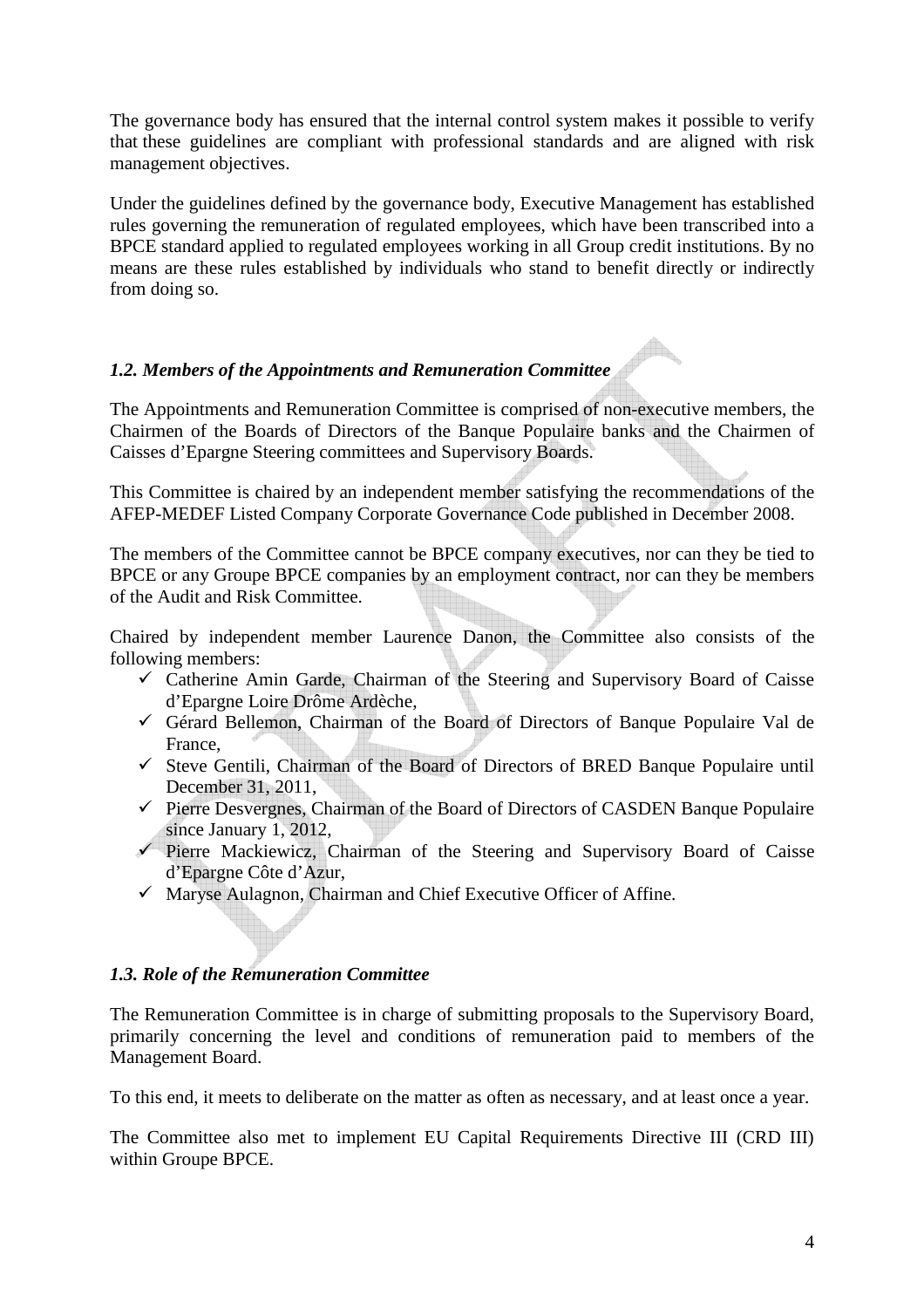The governance body has ensured that the internal control system makes it possible to verify that these guidelines are compliant with professional standards and are aligned with risk management objectives.

Under the guidelines defined by the governance body, Executive Management has established rules governing the remuneration of regulated employees, which have been transcribed into a BPCE standard applied to regulated employees working in all Group credit institutions. By no means are these rules established by individuals who stand to benefit directly or indirectly from doing so.

### *1.2. Members of the Appointments and Remuneration Committee*

The Appointments and Remuneration Committee is comprised of non-executive members, the Chairmen of the Boards of Directors of the Banque Populaire banks and the Chairmen of Caisses d'Epargne Steering committees and Supervisory Boards.

This Committee is chaired by an independent member satisfying the recommendations of the AFEP-MEDEF Listed Company Corporate Governance Code published in December 2008.

The members of the Committee cannot be BPCE company executives, nor can they be tied to BPCE or any Groupe BPCE companies by an employment contract, nor can they be members of the Audit and Risk Committee.

Chaired by independent member Laurence Danon, the Committee also consists of the following members:

- ✓ Catherine Amin Garde, Chairman of the Steering and Supervisory Board of Caisse d'Epargne Loire Drôme Ardèche,
- ✓ Gérard Bellemon, Chairman of the Board of Directors of Banque Populaire Val de France,
- ✓ Steve Gentili, Chairman of the Board of Directors of BRED Banque Populaire until December 31, 2011,
- ✓ Pierre Desvergnes, Chairman of the Board of Directors of CASDEN Banque Populaire since January 1, 2012,
- ✓ Pierre Mackiewicz, Chairman of the Steering and Supervisory Board of Caisse d'Epargne Côte d'Azur,
- ✓ Maryse Aulagnon, Chairman and Chief Executive Officer of Affine.

### *1.3. Role of the Remuneration Committee*

The Remuneration Committee is in charge of submitting proposals to the Supervisory Board, primarily concerning the level and conditions of remuneration paid to members of the Management Board.

To this end, it meets to deliberate on the matter as often as necessary, and at least once a year.

The Committee also met to implement EU Capital Requirements Directive III (CRD III) within Groupe BPCE.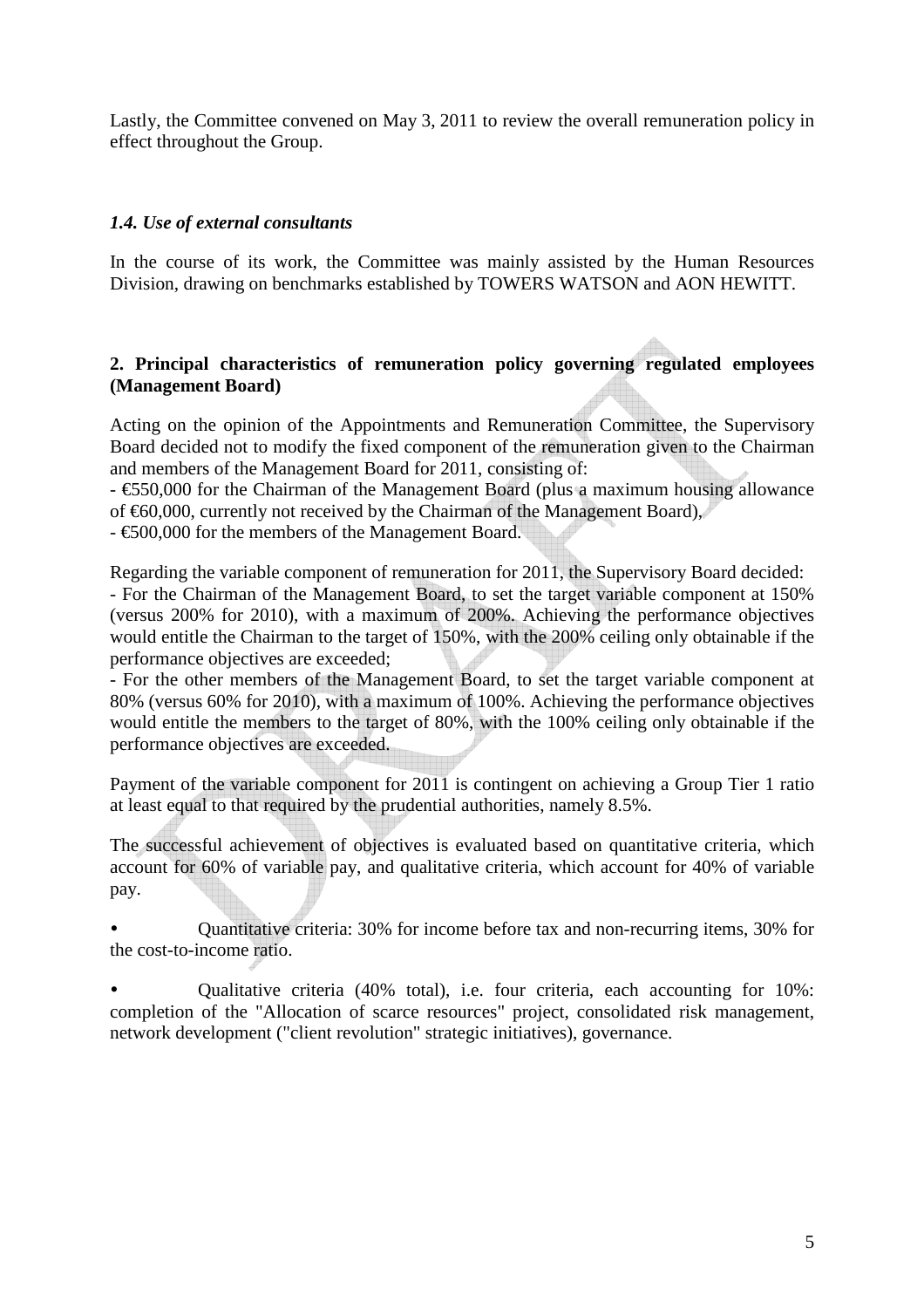Lastly, the Committee convened on May 3, 2011 to review the overall remuneration policy in effect throughout the Group.

### *1.4. Use of external consultants*

In the course of its work, the Committee was mainly assisted by the Human Resources Division, drawing on benchmarks established by TOWERS WATSON and AON HEWITT.

## 2. Principal characteristics of remuneration policy governing regulated employees (Management Board)

Acting on the opinion of the Appointments and Remuneration Committee, the Supervisory Board decided not to modify the fixed component of the remuneration given to the Chairman and members of the Management Board for 2011, consisting of:

- €550,000 for the Chairman of the Management Board (plus a maximum housing allowance of €60,000, currently not received by the Chairman of the Management Board),
- €500,000 for the members of the Management Board.

Regarding the variable component of remuneration for 2011, the Supervisory Board decided:

- For the Chairman of the Management Board, to set the target variable component at 150% (versus 200% for 2010), with a maximum of 200%. Achieving the performance objectives would entitle the Chairman to the target of 150%, with the 200% ceiling only obtainable if the performance objectives are exceeded;
- For the other members of the Management Board, to set the target variable component at 80% (versus 60% for 2010), with a maximum of 100%. Achieving the performance objectives would entitle the members to the target of 80%, with the 100% ceiling only obtainable if the performance objectives are exceeded.

Payment of the variable component for 2011 is contingent on achieving a Group Tier 1 ratio at least equal to that required by the prudential authorities, namely 8.5%.

The successful achievement of objectives is evaluated based on quantitative criteria, which account for 60% of variable pay, and qualitative criteria, which account for 40% of variable pay.

- Quantitative criteria: 30% for income before tax and non-recurring items, 30% for the cost-to-income ratio.
- Qualitative criteria (40% total), i.e. four criteria, each accounting for 10%: completion of the "Allocation of scarce resources" project, consolidated risk management, network development ("client revolution" strategic initiatives), governance.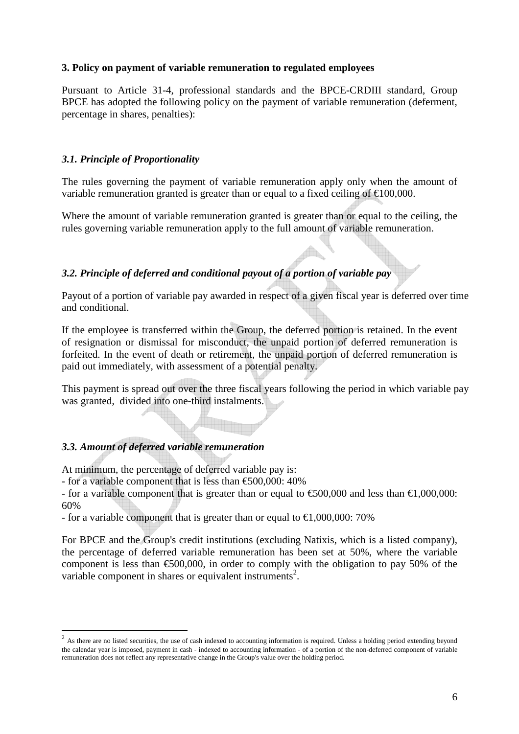### 3. Policy on payment of variable remuneration to regulated employees

Pursuant to Article 31-4, professional standards and the BPCE-CRDIII standard, Group BPCE has adopted the following policy on the payment of variable remuneration (deferment, percentage in shares, penalties):

#### *3.1. Principle of Proportionality*

The rules governing the payment of variable remuneration apply only when the amount of variable remuneration granted is greater than or equal to a fixed ceiling of €100,000.

Where the amount of variable remuneration granted is greater than or equal to the ceiling, the rules governing variable remuneration apply to the full amount of variable remuneration.

#### *3.2. Principle of deferred and conditional payout of a portion of variable pay*

Payout of a portion of variable pay awarded in respect of a given fiscal year is deferred over time and conditional.

If the employee is transferred within the Group, the deferred portion is retained. In the event of resignation or dismissal for misconduct, the unpaid portion of deferred remuneration is forfeited. In the event of death or retirement, the unpaid portion of deferred remuneration is paid out immediately, with assessment of a potential penalty.

This payment is spread out over the three fiscal years following the period in which variable pay was granted, divided into one-third instalments.

#### *3.3. Amount of deferred variable remuneration*

At minimum, the percentage of deferred variable pay is:

- for a variable component that is less than €500,000: 40%
- for a variable component that is greater than or equal to €500,000 and less than €1,000,000: 60%
- for a variable component that is greater than or equal to €1,000,000: 70%

For BPCE and the Group's credit institutions (excluding Natixis, which is a listed company), the percentage of deferred variable remuneration has been set at 50%, where the variable component is less than €500,000, in order to comply with the obligation to pay 50% of the variable component in shares or equivalent instruments[2].

[2] As there are no listed securities, the use of cash indexed to accounting information is required. Unless a holding period extending beyond the calendar year is imposed, payment in cash - indexed to accounting information - of a portion of the non-deferred component of variable remuneration does not reflect any representative change in the Group's value over the holding period.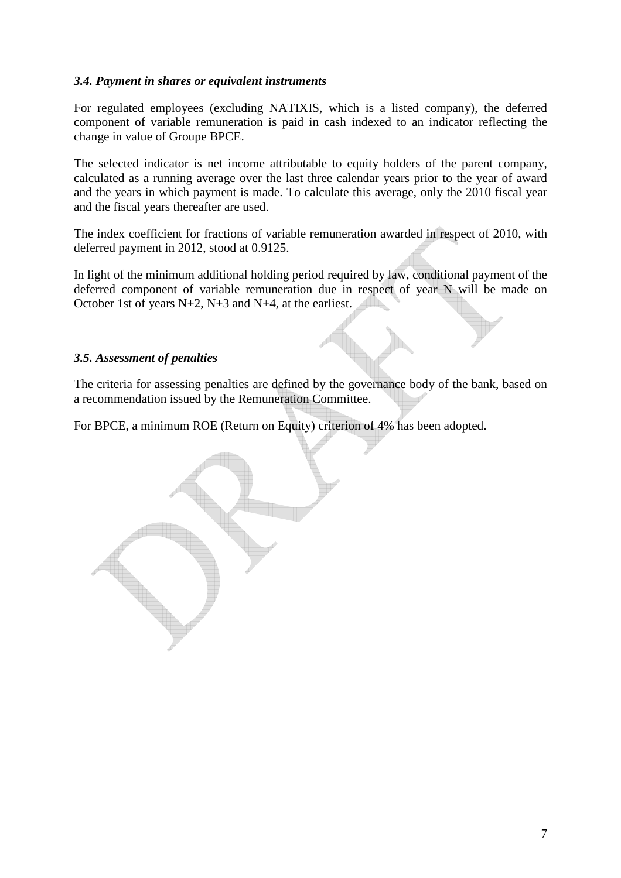### *3.4. Payment in shares or equivalent instruments*

For regulated employees (excluding NATIXIS, which is a listed company), the deferred component of variable remuneration is paid in cash indexed to an indicator reflecting the change in value of Groupe BPCE.

The selected indicator is net income attributable to equity holders of the parent company, calculated as a running average over the last three calendar years prior to the year of award and the years in which payment is made. To calculate this average, only the 2010 fiscal year and the fiscal years thereafter are used.

The index coefficient for fractions of variable remuneration awarded in respect of 2010, with deferred payment in 2012, stood at 0.9125.

In light of the minimum additional holding period required by law, conditional payment of the deferred component of variable remuneration due in respect of year N will be made on October 1st of years N+2, N+3 and N+4, at the earliest.

### *3.5. Assessment of penalties*

The criteria for assessing penalties are defined by the governance body of the bank, based on a recommendation issued by the Remuneration Committee.

For BPCE, a minimum ROE (Return on Equity) criterion of 4% has been adopted.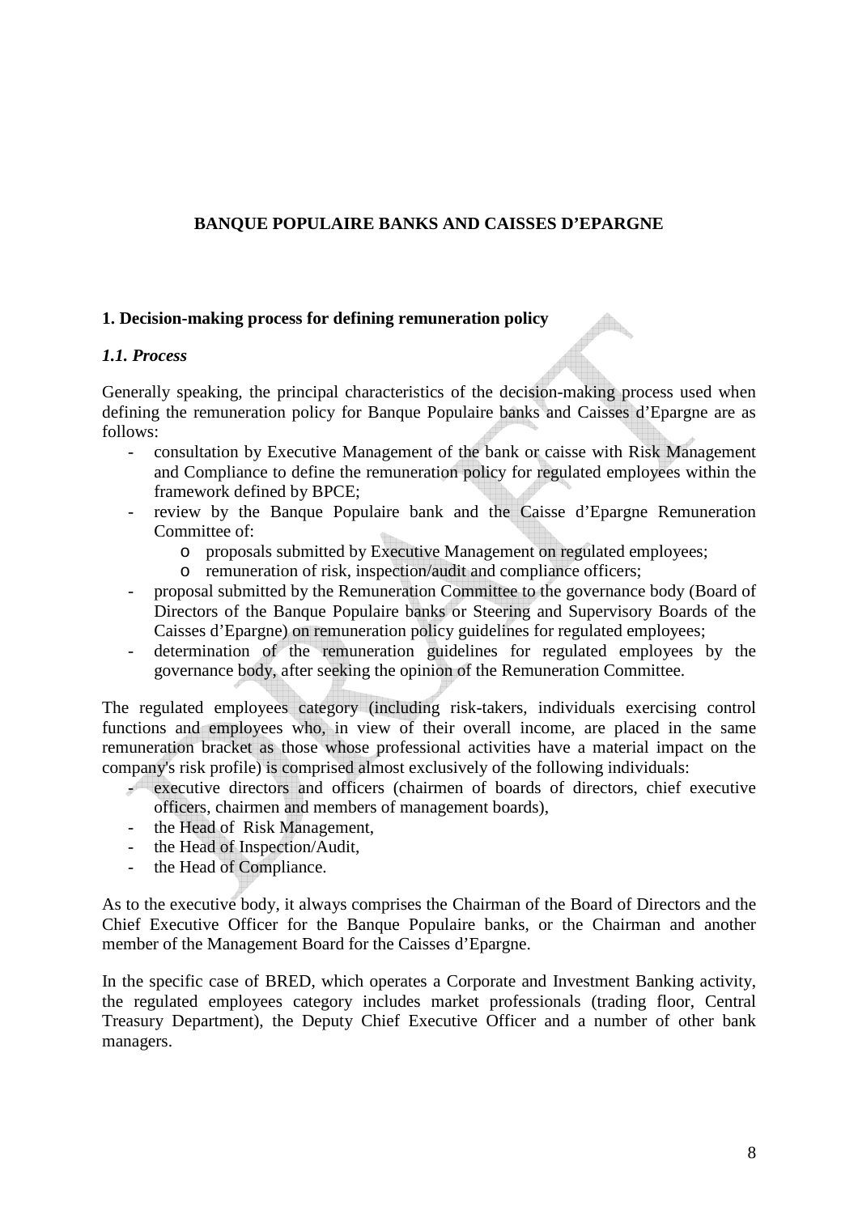**BANQUE POPULAIRE BANKS AND CAISSES D'EPARGNE**

## 1. Decision-making process for defining remuneration policy

### *1.1. Process*

Generally speaking, the principal characteristics of the decision-making process used when defining the remuneration policy for Banque Populaire banks and Caisses d'Epargne are as follows:

- consultation by Executive Management of the bank or caisse with Risk Management and Compliance to define the remuneration policy for regulated employees within the framework defined by BPCE;
- review by the Banque Populaire bank and the Caisse d'Epargne Remuneration Committee of:
  - proposals submitted by Executive Management on regulated employees;
  - remuneration of risk, inspection/audit and compliance officers;
- proposal submitted by the Remuneration Committee to the governance body (Board of Directors of the Banque Populaire banks or Steering and Supervisory Boards of the Caisses d'Epargne) on remuneration policy guidelines for regulated employees;
- determination of the remuneration guidelines for regulated employees by the governance body, after seeking the opinion of the Remuneration Committee.

The regulated employees category (including risk-takers, individuals exercising control functions and employees who, in view of their overall income, are placed in the same remuneration bracket as those whose professional activities have a material impact on the company's risk profile) is comprised almost exclusively of the following individuals:

- executive directors and officers (chairmen of boards of directors, chief executive officers, chairmen and members of management boards),
- the Head of Risk Management,
- the Head of Inspection/Audit,
- the Head of Compliance.

As to the executive body, it always comprises the Chairman of the Board of Directors and the Chief Executive Officer for the Banque Populaire banks, or the Chairman and another member of the Management Board for the Caisses d'Epargne.

In the specific case of BRED, which operates a Corporate and Investment Banking activity, the regulated employees category includes market professionals (trading floor, Central Treasury Department), the Deputy Chief Executive Officer and a number of other bank managers.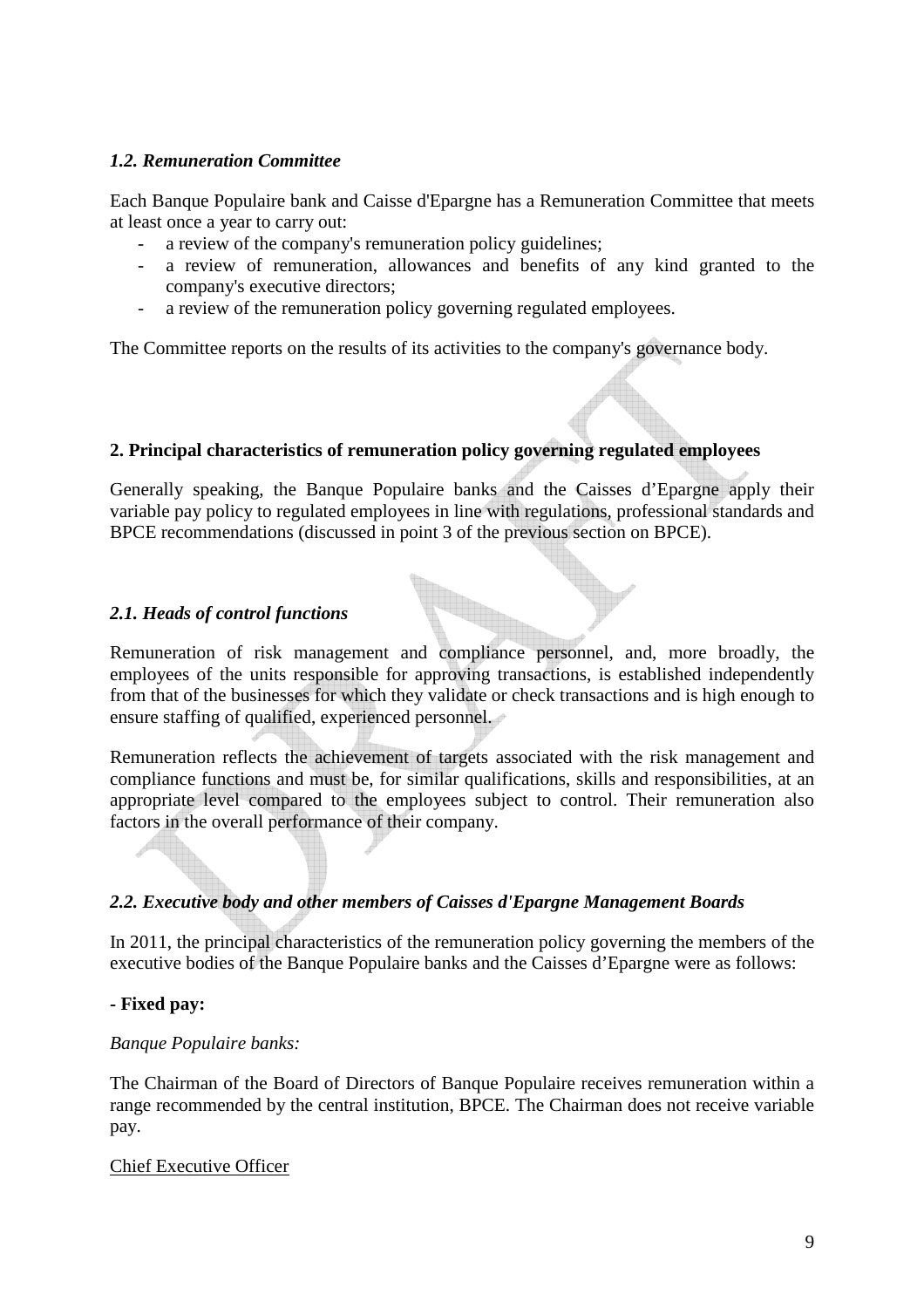### *1.2. Remuneration Committee*

Each Banque Populaire bank and Caisse d'Epargne has a Remuneration Committee that meets at least once a year to carry out:

- a review of the company's remuneration policy guidelines;
- a review of remuneration, allowances and benefits of any kind granted to the company's executive directors;
- a review of the remuneration policy governing regulated employees.

The Committee reports on the results of its activities to the company's governance body.

## 2. Principal characteristics of remuneration policy governing regulated employees

Generally speaking, the Banque Populaire banks and the Caisses d'Epargne apply their variable pay policy to regulated employees in line with regulations, professional standards and BPCE recommendations (discussed in point 3 of the previous section on BPCE).

### *2.1. Heads of control functions*

Remuneration of risk management and compliance personnel, and, more broadly, the employees of the units responsible for approving transactions, is established independently from that of the businesses for which they validate or check transactions and is high enough to ensure staffing of qualified, experienced personnel.

Remuneration reflects the achievement of targets associated with the risk management and compliance functions and must be, for similar qualifications, skills and responsibilities, at an appropriate level compared to the employees subject to control. Their remuneration also factors in the overall performance of their company.

### *2.2. Executive body and other members of Caisses d'Epargne Management Boards*

In 2011, the principal characteristics of the remuneration policy governing the members of the executive bodies of the Banque Populaire banks and the Caisses d'Epargne were as follows:

**- Fixed pay:**

*Banque Populaire banks:*

The Chairman of the Board of Directors of Banque Populaire receives remuneration within a range recommended by the central institution, BPCE. The Chairman does not receive variable pay.

Chief Executive Officer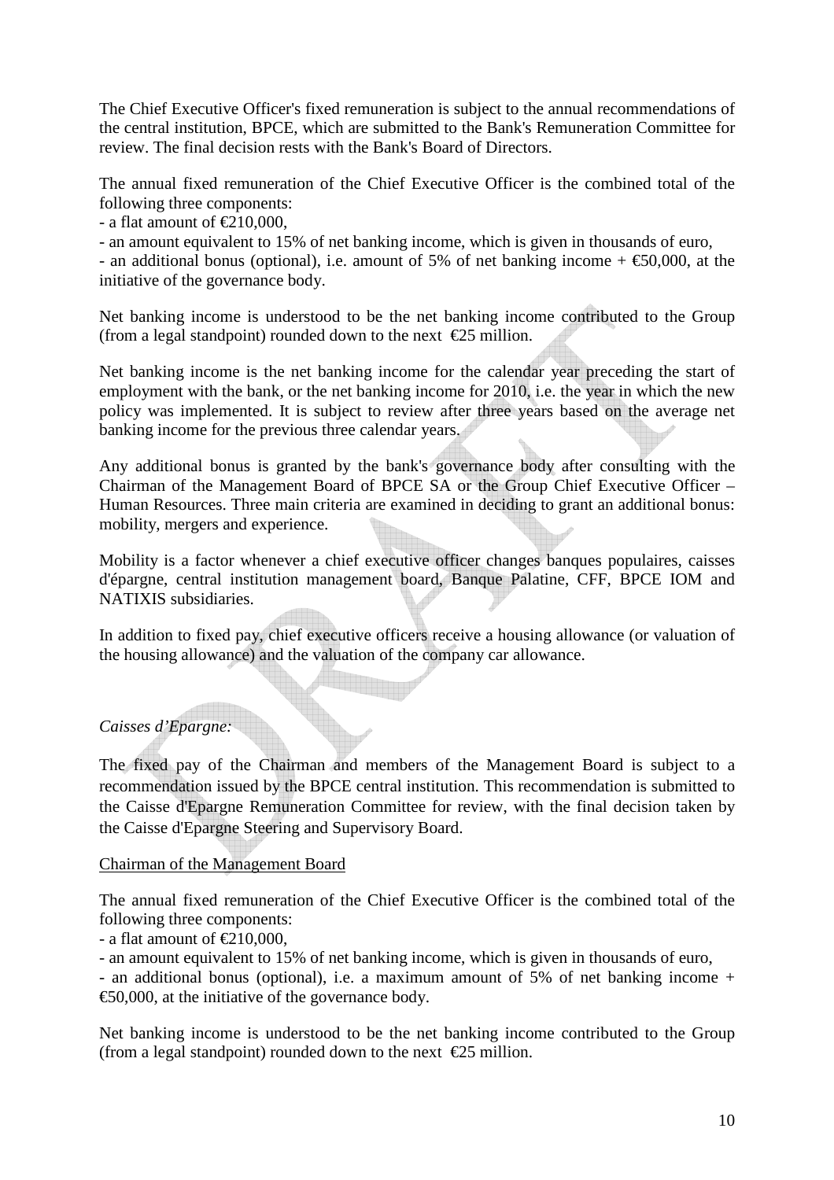The Chief Executive Officer's fixed remuneration is subject to the annual recommendations of the central institution, BPCE, which are submitted to the Bank's Remuneration Committee for review. The final decision rests with the Bank's Board of Directors.

The annual fixed remuneration of the Chief Executive Officer is the combined total of the following three components:

- a flat amount of €210,000,
- an amount equivalent to 15% of net banking income, which is given in thousands of euro,
- an additional bonus (optional), i.e. amount of 5% of net banking income + €50,000, at the initiative of the governance body.

Net banking income is understood to be the net banking income contributed to the Group (from a legal standpoint) rounded down to the next €25 million.

Net banking income is the net banking income for the calendar year preceding the start of employment with the bank, or the net banking income for 2010, i.e. the year in which the new policy was implemented. It is subject to review after three years based on the average net banking income for the previous three calendar years.

Any additional bonus is granted by the bank's governance body after consulting with the Chairman of the Management Board of BPCE SA or the Group Chief Executive Officer – Human Resources. Three main criteria are examined in deciding to grant an additional bonus: mobility, mergers and experience.

Mobility is a factor whenever a chief executive officer changes banques populaires, caisses d'épargne, central institution management board, Banque Palatine, CFF, BPCE IOM and NATIXIS subsidiaries.

In addition to fixed pay, chief executive officers receive a housing allowance (or valuation of the housing allowance) and the valuation of the company car allowance.

*Caisses d'Epargne:*

The fixed pay of the Chairman and members of the Management Board is subject to a recommendation issued by the BPCE central institution. This recommendation is submitted to the Caisse d'Epargne Remuneration Committee for review, with the final decision taken by the Caisse d'Epargne Steering and Supervisory Board.

<u>Chairman of the Management Board</u>

The annual fixed remuneration of the Chief Executive Officer is the combined total of the following three components:

- a flat amount of €210,000,
- an amount equivalent to 15% of net banking income, which is given in thousands of euro,
- an additional bonus (optional), i.e. a maximum amount of 5% of net banking income + €50,000, at the initiative of the governance body.

Net banking income is understood to be the net banking income contributed to the Group (from a legal standpoint) rounded down to the next €25 million.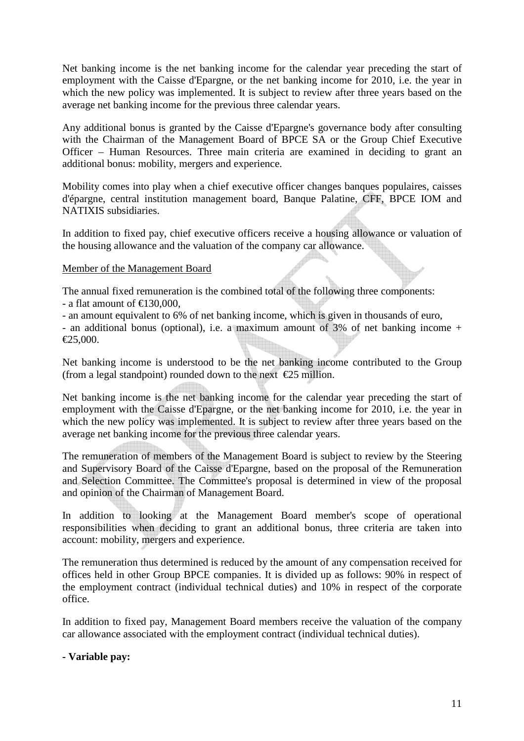Net banking income is the net banking income for the calendar year preceding the start of employment with the Caisse d'Epargne, or the net banking income for 2010, i.e. the year in which the new policy was implemented. It is subject to review after three years based on the average net banking income for the previous three calendar years.

Any additional bonus is granted by the Caisse d'Epargne's governance body after consulting with the Chairman of the Management Board of BPCE SA or the Group Chief Executive Officer – Human Resources. Three main criteria are examined in deciding to grant an additional bonus: mobility, mergers and experience.

Mobility comes into play when a chief executive officer changes banques populaires, caisses d'épargne, central institution management board, Banque Palatine, CFF, BPCE IOM and NATIXIS subsidiaries.

In addition to fixed pay, chief executive officers receive a housing allowance or valuation of the housing allowance and the valuation of the company car allowance.

Member of the Management Board

The annual fixed remuneration is the combined total of the following three components:
- a flat amount of €130,000,
- an amount equivalent to 6% of net banking income, which is given in thousands of euro,
- an additional bonus (optional), i.e. a maximum amount of 3% of net banking income + €25,000.

Net banking income is understood to be the net banking income contributed to the Group (from a legal standpoint) rounded down to the next €25 million.

Net banking income is the net banking income for the calendar year preceding the start of employment with the Caisse d'Epargne, or the net banking income for 2010, i.e. the year in which the new policy was implemented. It is subject to review after three years based on the average net banking income for the previous three calendar years.

The remuneration of members of the Management Board is subject to review by the Steering and Supervisory Board of the Caisse d'Epargne, based on the proposal of the Remuneration and Selection Committee. The Committee's proposal is determined in view of the proposal and opinion of the Chairman of Management Board.

In addition to looking at the Management Board member's scope of operational responsibilities when deciding to grant an additional bonus, three criteria are taken into account: mobility, mergers and experience.

The remuneration thus determined is reduced by the amount of any compensation received for offices held in other Group BPCE companies. It is divided up as follows: 90% in respect of the employment contract (individual technical duties) and 10% in respect of the corporate office.

In addition to fixed pay, Management Board members receive the valuation of the company car allowance associated with the employment contract (individual technical duties).

**- Variable pay:**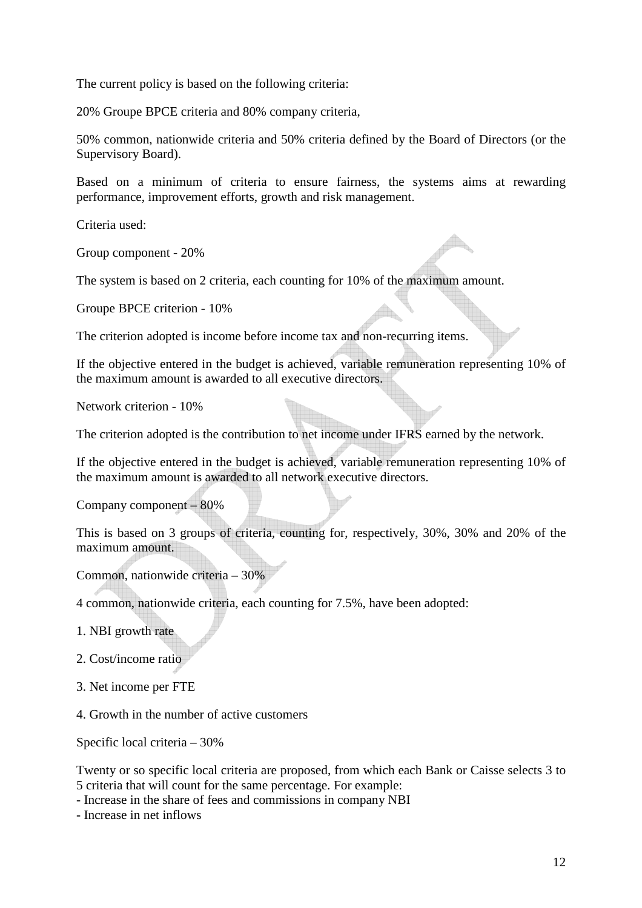The current policy is based on the following criteria:

20% Groupe BPCE criteria and 80% company criteria,

50% common, nationwide criteria and 50% criteria defined by the Board of Directors (or the Supervisory Board).

Based on a minimum of criteria to ensure fairness, the systems aims at rewarding performance, improvement efforts, growth and risk management.

Criteria used:

Group component - 20%

The system is based on 2 criteria, each counting for 10% of the maximum amount.

Groupe BPCE criterion - 10%

The criterion adopted is income before income tax and non-recurring items.

If the objective entered in the budget is achieved, variable remuneration representing 10% of the maximum amount is awarded to all executive directors.

Network criterion - 10%

The criterion adopted is the contribution to net income under IFRS earned by the network.

If the objective entered in the budget is achieved, variable remuneration representing 10% of the maximum amount is awarded to all network executive directors.

Company component – 80%

This is based on 3 groups of criteria, counting for, respectively, 30%, 30% and 20% of the maximum amount.

Common, nationwide criteria – 30%

4 common, nationwide criteria, each counting for 7.5%, have been adopted:

1. NBI growth rate

2. Cost/income ratio

3. Net income per FTE

4. Growth in the number of active customers

Specific local criteria – 30%

Twenty or so specific local criteria are proposed, from which each Bank or Caisse selects 3 to 5 criteria that will count for the same percentage. For example:

- Increase in the share of fees and commissions in company NBI
- Increase in net inflows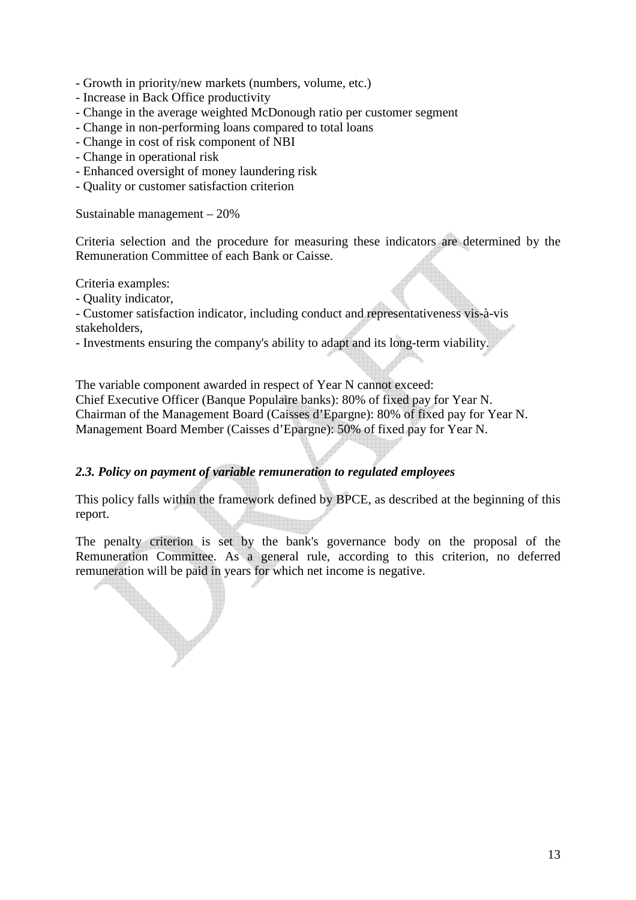- Growth in priority/new markets (numbers, volume, etc.)
- Increase in Back Office productivity
- Change in the average weighted McDonough ratio per customer segment
- Change in non-performing loans compared to total loans
- Change in cost of risk component of NBI
- Change in operational risk
- Enhanced oversight of money laundering risk
- Quality or customer satisfaction criterion

Sustainable management – 20%

Criteria selection and the procedure for measuring these indicators are determined by the Remuneration Committee of each Bank or Caisse.

Criteria examples:

- Quality indicator,
- Customer satisfaction indicator, including conduct and representativeness vis-à-vis stakeholders,
- Investments ensuring the company's ability to adapt and its long-term viability.

The variable component awarded in respect of Year N cannot exceed:
Chief Executive Officer (Banque Populaire banks): 80% of fixed pay for Year N.
Chairman of the Management Board (Caisses d'Epargne): 80% of fixed pay for Year N.
Management Board Member (Caisses d'Epargne): 50% of fixed pay for Year N.

### *2.3. Policy on payment of variable remuneration to regulated employees*

This policy falls within the framework defined by BPCE, as described at the beginning of this report.

The penalty criterion is set by the bank's governance body on the proposal of the Remuneration Committee. As a general rule, according to this criterion, no deferred remuneration will be paid in years for which net income is negative.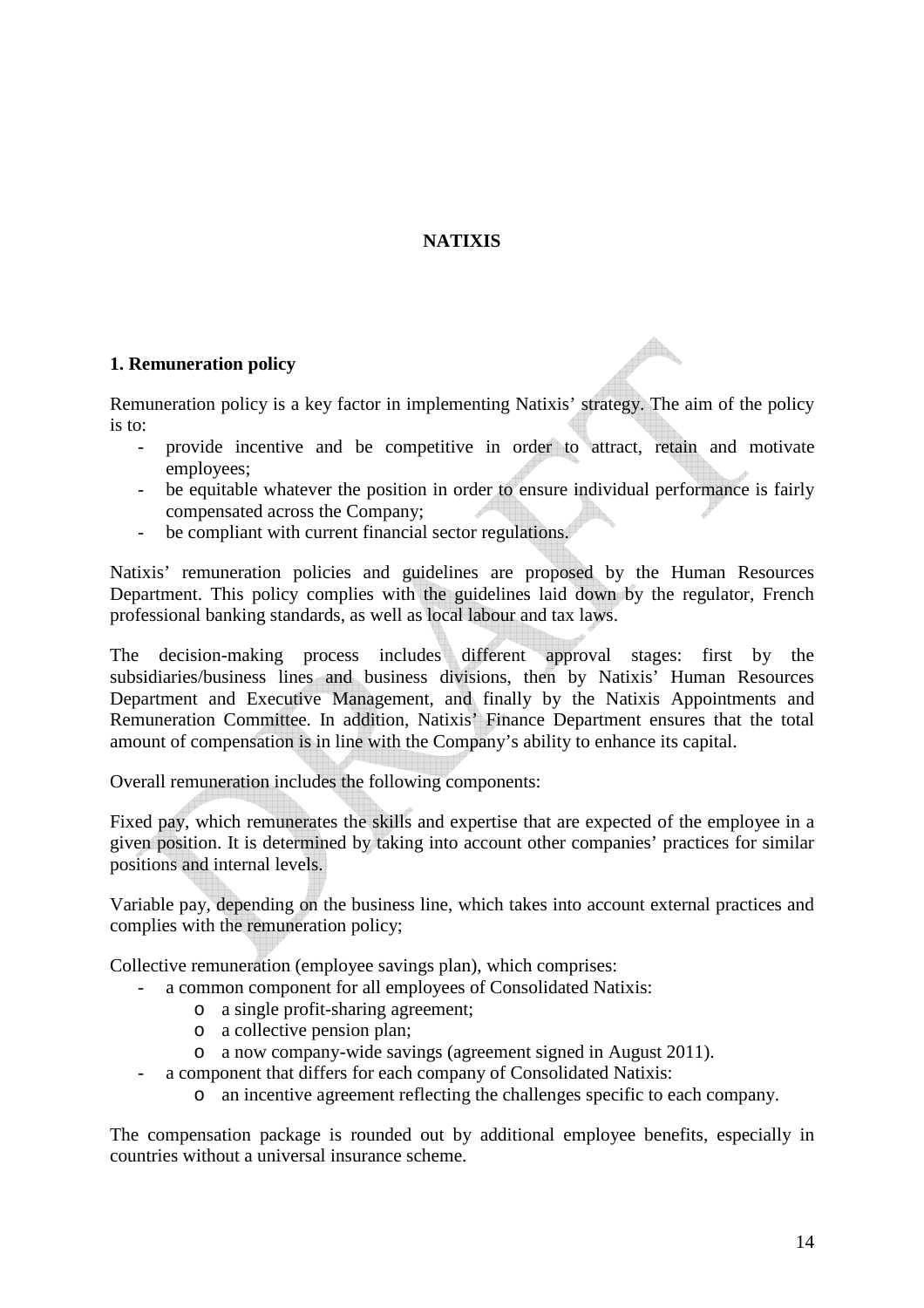**NATIXIS**

## 1. Remuneration policy

Remuneration policy is a key factor in implementing Natixis' strategy. The aim of the policy is to:

- provide incentive and be competitive in order to attract, retain and motivate employees;
- be equitable whatever the position in order to ensure individual performance is fairly compensated across the Company;
- be compliant with current financial sector regulations.

Natixis' remuneration policies and guidelines are proposed by the Human Resources Department. This policy complies with the guidelines laid down by the regulator, French professional banking standards, as well as local labour and tax laws.

The decision-making process includes different approval stages: first by the subsidiaries/business lines and business divisions, then by Natixis' Human Resources Department and Executive Management, and finally by the Natixis Appointments and Remuneration Committee. In addition, Natixis' Finance Department ensures that the total amount of compensation is in line with the Company's ability to enhance its capital.

Overall remuneration includes the following components:

Fixed pay, which remunerates the skills and expertise that are expected of the employee in a given position. It is determined by taking into account other companies' practices for similar positions and internal levels.

Variable pay, depending on the business line, which takes into account external practices and complies with the remuneration policy;

Collective remuneration (employee savings plan), which comprises:

- a common component for all employees of Consolidated Natixis:
  - a single profit-sharing agreement;
  - a collective pension plan;
  - a now company-wide savings (agreement signed in August 2011).
- a component that differs for each company of Consolidated Natixis:
  - an incentive agreement reflecting the challenges specific to each company.

The compensation package is rounded out by additional employee benefits, especially in countries without a universal insurance scheme.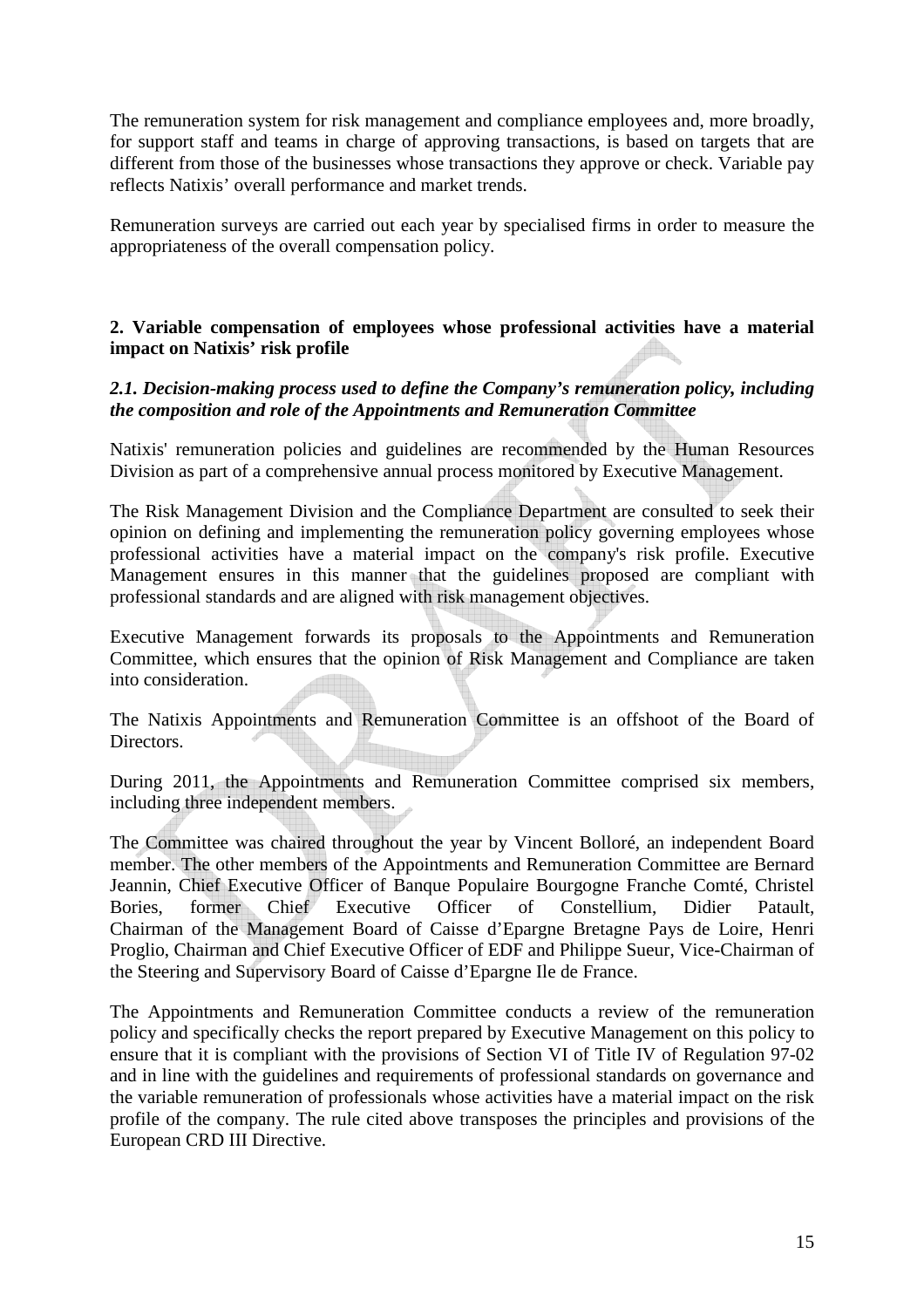The remuneration system for risk management and compliance employees and, more broadly, for support staff and teams in charge of approving transactions, is based on targets that are different from those of the businesses whose transactions they approve or check. Variable pay reflects Natixis' overall performance and market trends.

Remuneration surveys are carried out each year by specialised firms in order to measure the appropriateness of the overall compensation policy.

## 2. Variable compensation of employees whose professional activities have a material impact on Natixis' risk profile

### *2.1. Decision-making process used to define the Company's remuneration policy, including the composition and role of the Appointments and Remuneration Committee*

Natixis' remuneration policies and guidelines are recommended by the Human Resources Division as part of a comprehensive annual process monitored by Executive Management.

The Risk Management Division and the Compliance Department are consulted to seek their opinion on defining and implementing the remuneration policy governing employees whose professional activities have a material impact on the company's risk profile. Executive Management ensures in this manner that the guidelines proposed are compliant with professional standards and are aligned with risk management objectives.

Executive Management forwards its proposals to the Appointments and Remuneration Committee, which ensures that the opinion of Risk Management and Compliance are taken into consideration.

The Natixis Appointments and Remuneration Committee is an offshoot of the Board of Directors.

During 2011, the Appointments and Remuneration Committee comprised six members, including three independent members.

The Committee was chaired throughout the year by Vincent Bolloré, an independent Board member. The other members of the Appointments and Remuneration Committee are Bernard Jeannin, Chief Executive Officer of Banque Populaire Bourgogne Franche Comté, Christel Bories, former Chief Executive Officer of Constellium, Didier Patault, Chairman of the Management Board of Caisse d'Epargne Bretagne Pays de Loire, Henri Proglio, Chairman and Chief Executive Officer of EDF and Philippe Sueur, Vice-Chairman of the Steering and Supervisory Board of Caisse d'Epargne Ile de France.

The Appointments and Remuneration Committee conducts a review of the remuneration policy and specifically checks the report prepared by Executive Management on this policy to ensure that it is compliant with the provisions of Section VI of Title IV of Regulation 97-02 and in line with the guidelines and requirements of professional standards on governance and the variable remuneration of professionals whose activities have a material impact on the risk profile of the company. The rule cited above transposes the principles and provisions of the European CRD III Directive.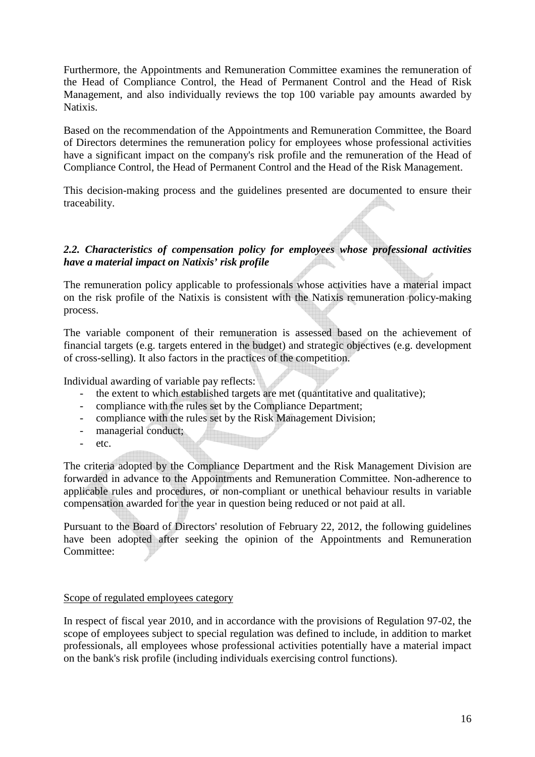Furthermore, the Appointments and Remuneration Committee examines the remuneration of the Head of Compliance Control, the Head of Permanent Control and the Head of Risk Management, and also individually reviews the top 100 variable pay amounts awarded by Natixis.

Based on the recommendation of the Appointments and Remuneration Committee, the Board of Directors determines the remuneration policy for employees whose professional activities have a significant impact on the company's risk profile and the remuneration of the Head of Compliance Control, the Head of Permanent Control and the Head of the Risk Management.

This decision-making process and the guidelines presented are documented to ensure their traceability.

### *2.2. Characteristics of compensation policy for employees whose professional activities have a material impact on Natixis' risk profile*

The remuneration policy applicable to professionals whose activities have a material impact on the risk profile of the Natixis is consistent with the Natixis remuneration policy-making process.

The variable component of their remuneration is assessed based on the achievement of financial targets (e.g. targets entered in the budget) and strategic objectives (e.g. development of cross-selling). It also factors in the practices of the competition.

Individual awarding of variable pay reflects:

- the extent to which established targets are met (quantitative and qualitative);
- compliance with the rules set by the Compliance Department;
- compliance with the rules set by the Risk Management Division;
- managerial conduct;
- etc.

The criteria adopted by the Compliance Department and the Risk Management Division are forwarded in advance to the Appointments and Remuneration Committee. Non-adherence to applicable rules and procedures, or non-compliant or unethical behaviour results in variable compensation awarded for the year in question being reduced or not paid at all.

Pursuant to the Board of Directors' resolution of February 22, 2012, the following guidelines have been adopted after seeking the opinion of the Appointments and Remuneration Committee:

<u>Scope of regulated employees category</u>

In respect of fiscal year 2010, and in accordance with the provisions of Regulation 97-02, the scope of employees subject to special regulation was defined to include, in addition to market professionals, all employees whose professional activities potentially have a material impact on the bank's risk profile (including individuals exercising control functions).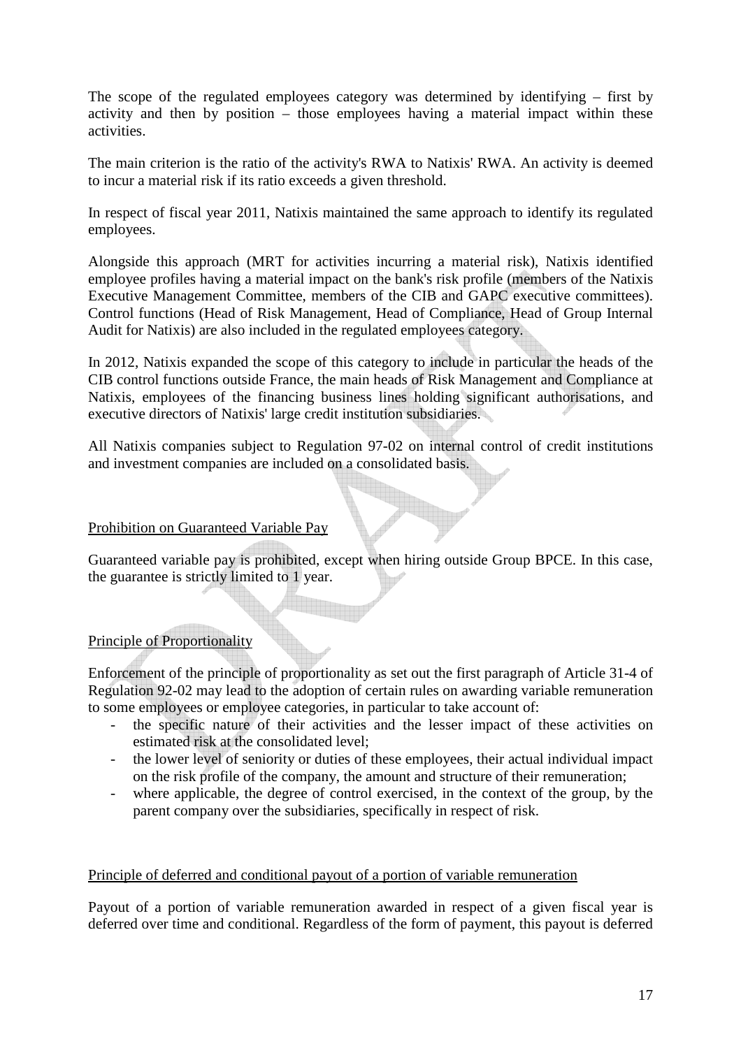The scope of the regulated employees category was determined by identifying – first by activity and then by position – those employees having a material impact within these activities.

The main criterion is the ratio of the activity's RWA to Natixis' RWA. An activity is deemed to incur a material risk if its ratio exceeds a given threshold.

In respect of fiscal year 2011, Natixis maintained the same approach to identify its regulated employees.

Alongside this approach (MRT for activities incurring a material risk), Natixis identified employee profiles having a material impact on the bank's risk profile (members of the Natixis Executive Management Committee, members of the CIB and GAPC executive committees). Control functions (Head of Risk Management, Head of Compliance, Head of Group Internal Audit for Natixis) are also included in the regulated employees category.

In 2012, Natixis expanded the scope of this category to include in particular the heads of the CIB control functions outside France, the main heads of Risk Management and Compliance at Natixis, employees of the financing business lines holding significant authorisations, and executive directors of Natixis' large credit institution subsidiaries.

All Natixis companies subject to Regulation 97-02 on internal control of credit institutions and investment companies are included on a consolidated basis.

## Prohibition on Guaranteed Variable Pay

Guaranteed variable pay is prohibited, except when hiring outside Group BPCE. In this case, the guarantee is strictly limited to 1 year.

## Principle of Proportionality

Enforcement of the principle of proportionality as set out the first paragraph of Article 31-4 of Regulation 92-02 may lead to the adoption of certain rules on awarding variable remuneration to some employees or employee categories, in particular to take account of:

- the specific nature of their activities and the lesser impact of these activities on estimated risk at the consolidated level;
- the lower level of seniority or duties of these employees, their actual individual impact on the risk profile of the company, the amount and structure of their remuneration;
- where applicable, the degree of control exercised, in the context of the group, by the parent company over the subsidiaries, specifically in respect of risk.

## Principle of deferred and conditional payout of a portion of variable remuneration

Payout of a portion of variable remuneration awarded in respect of a given fiscal year is deferred over time and conditional. Regardless of the form of payment, this payout is deferred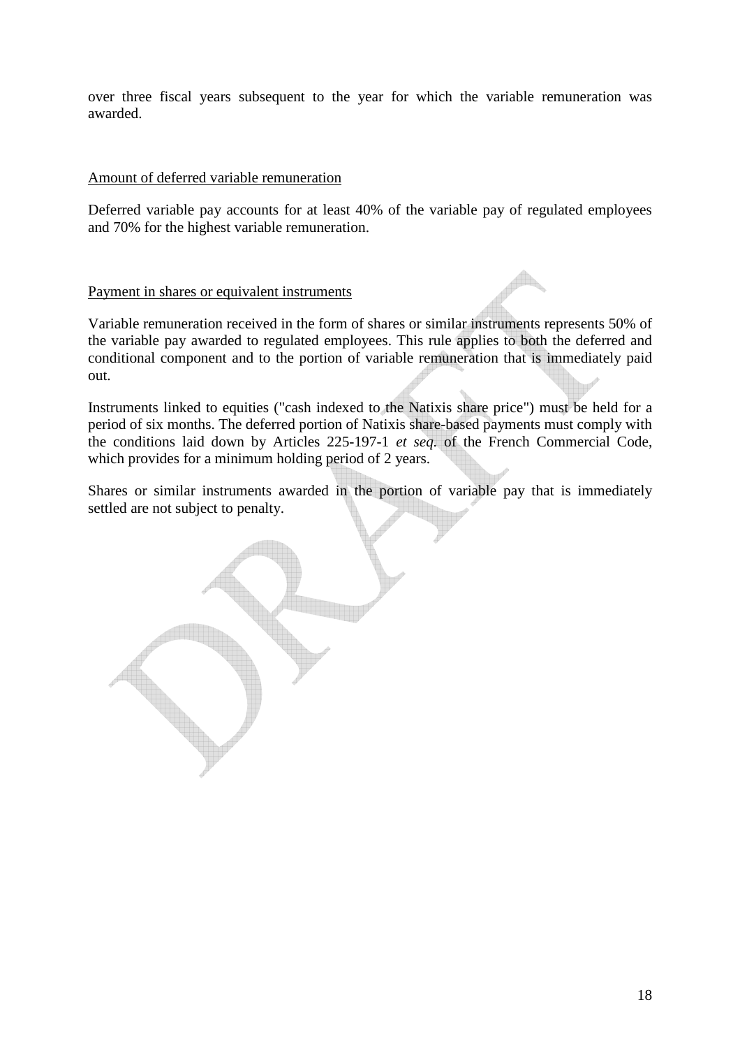over three fiscal years subsequent to the year for which the variable remuneration was awarded.

Amount of deferred variable remuneration

Deferred variable pay accounts for at least 40% of the variable pay of regulated employees and 70% for the highest variable remuneration.

Payment in shares or equivalent instruments

Variable remuneration received in the form of shares or similar instruments represents 50% of the variable pay awarded to regulated employees. This rule applies to both the deferred and conditional component and to the portion of variable remuneration that is immediately paid out.

Instruments linked to equities ("cash indexed to the Natixis share price") must be held for a period of six months. The deferred portion of Natixis share-based payments must comply with the conditions laid down by Articles 225-197-1 *et seq.* of the French Commercial Code, which provides for a minimum holding period of 2 years.

Shares or similar instruments awarded in the portion of variable pay that is immediately settled are not subject to penalty.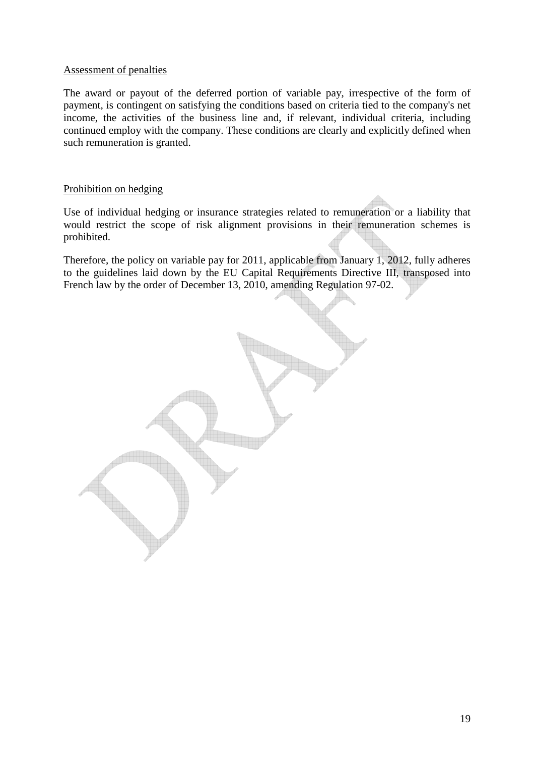Assessment of penalties

The award or payout of the deferred portion of variable pay, irrespective of the form of payment, is contingent on satisfying the conditions based on criteria tied to the company's net income, the activities of the business line and, if relevant, individual criteria, including continued employ with the company. These conditions are clearly and explicitly defined when such remuneration is granted.

Prohibition on hedging

Use of individual hedging or insurance strategies related to remuneration or a liability that would restrict the scope of risk alignment provisions in their remuneration schemes is prohibited.

Therefore, the policy on variable pay for 2011, applicable from January 1, 2012, fully adheres to the guidelines laid down by the EU Capital Requirements Directive III, transposed into French law by the order of December 13, 2010, amending Regulation 97-02.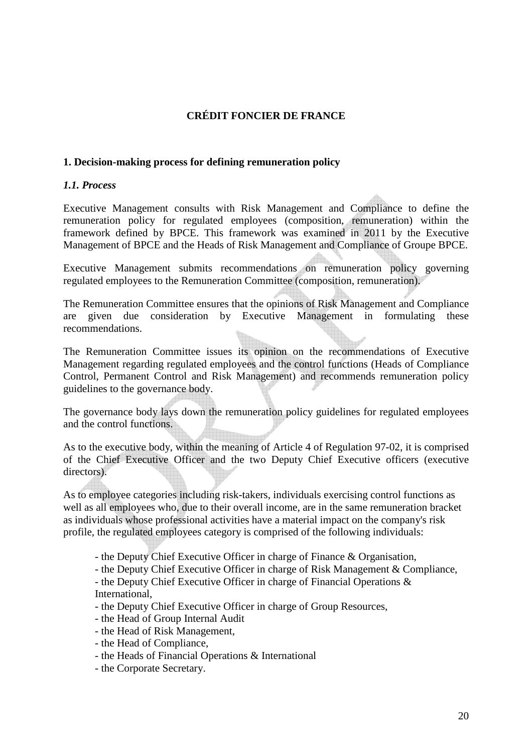# CRÉDIT FONCIER DE FRANCE

## 1. Decision-making process for defining remuneration policy

### *1.1. Process*

Executive Management consults with Risk Management and Compliance to define the remuneration policy for regulated employees (composition, remuneration) within the framework defined by BPCE. This framework was examined in 2011 by the Executive Management of BPCE and the Heads of Risk Management and Compliance of Groupe BPCE.

Executive Management submits recommendations on remuneration policy governing regulated employees to the Remuneration Committee (composition, remuneration).

The Remuneration Committee ensures that the opinions of Risk Management and Compliance are given due consideration by Executive Management in formulating these recommendations.

The Remuneration Committee issues its opinion on the recommendations of Executive Management regarding regulated employees and the control functions (Heads of Compliance Control, Permanent Control and Risk Management) and recommends remuneration policy guidelines to the governance body.

The governance body lays down the remuneration policy guidelines for regulated employees and the control functions.

As to the executive body, within the meaning of Article 4 of Regulation 97-02, it is comprised of the Chief Executive Officer and the two Deputy Chief Executive officers (executive directors).

As to employee categories including risk-takers, individuals exercising control functions as well as all employees who, due to their overall income, are in the same remuneration bracket as individuals whose professional activities have a material impact on the company's risk profile, the regulated employees category is comprised of the following individuals:

- the Deputy Chief Executive Officer in charge of Finance & Organisation,
- the Deputy Chief Executive Officer in charge of Risk Management & Compliance,
- the Deputy Chief Executive Officer in charge of Financial Operations & International,
- the Deputy Chief Executive Officer in charge of Group Resources,
- the Head of Group Internal Audit
- the Head of Risk Management,
- the Head of Compliance,
- the Heads of Financial Operations & International
- the Corporate Secretary.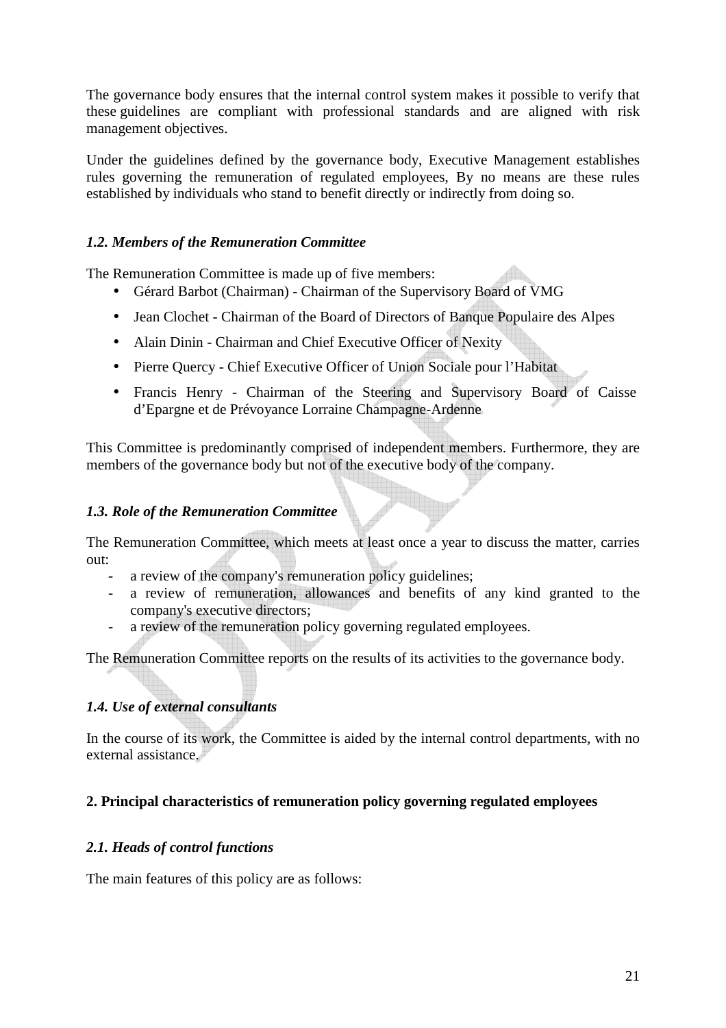The governance body ensures that the internal control system makes it possible to verify that these guidelines are compliant with professional standards and are aligned with risk management objectives.

Under the guidelines defined by the governance body, Executive Management establishes rules governing the remuneration of regulated employees, By no means are these rules established by individuals who stand to benefit directly or indirectly from doing so.

### *1.2. Members of the Remuneration Committee*

The Remuneration Committee is made up of five members:

- Gérard Barbot (Chairman) - Chairman of the Supervisory Board of VMG
- Jean Clochet - Chairman of the Board of Directors of Banque Populaire des Alpes
- Alain Dinin - Chairman and Chief Executive Officer of Nexity
- Pierre Quercy - Chief Executive Officer of Union Sociale pour l'Habitat
- Francis Henry - Chairman of the Steering and Supervisory Board of Caisse d'Epargne et de Prévoyance Lorraine Champagne-Ardenne

This Committee is predominantly comprised of independent members. Furthermore, they are members of the governance body but not of the executive body of the company.

### *1.3. Role of the Remuneration Committee*

The Remuneration Committee, which meets at least once a year to discuss the matter, carries out:

- a review of the company's remuneration policy guidelines;
- a review of remuneration, allowances and benefits of any kind granted to the company's executive directors;
- a review of the remuneration policy governing regulated employees.

The Remuneration Committee reports on the results of its activities to the governance body.

### *1.4. Use of external consultants*

In the course of its work, the Committee is aided by the internal control departments, with no external assistance.

## **2. Principal characteristics of remuneration policy governing regulated employees**

### *2.1. Heads of control functions*

The main features of this policy are as follows: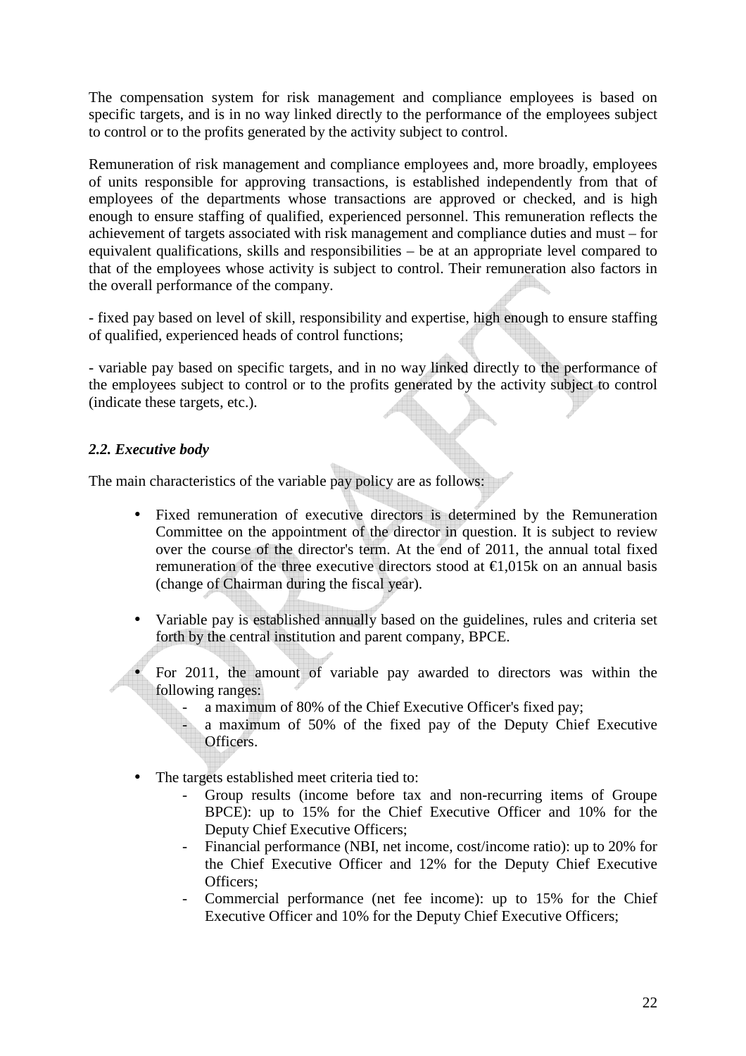The compensation system for risk management and compliance employees is based on specific targets, and is in no way linked directly to the performance of the employees subject to control or to the profits generated by the activity subject to control.

Remuneration of risk management and compliance employees and, more broadly, employees of units responsible for approving transactions, is established independently from that of employees of the departments whose transactions are approved or checked, and is high enough to ensure staffing of qualified, experienced personnel. This remuneration reflects the achievement of targets associated with risk management and compliance duties and must – for equivalent qualifications, skills and responsibilities – be at an appropriate level compared to that of the employees whose activity is subject to control. Their remuneration also factors in the overall performance of the company.

- fixed pay based on level of skill, responsibility and expertise, high enough to ensure staffing of qualified, experienced heads of control functions;

- variable pay based on specific targets, and in no way linked directly to the performance of the employees subject to control or to the profits generated by the activity subject to control (indicate these targets, etc.).

### *2.2. Executive body*

The main characteristics of the variable pay policy are as follows:

- Fixed remuneration of executive directors is determined by the Remuneration Committee on the appointment of the director in question. It is subject to review over the course of the director's term. At the end of 2011, the annual total fixed remuneration of the three executive directors stood at €1,015k on an annual basis (change of Chairman during the fiscal year).

- Variable pay is established annually based on the guidelines, rules and criteria set forth by the central institution and parent company, BPCE.

- For 2011, the amount of variable pay awarded to directors was within the following ranges:
  - a maximum of 80% of the Chief Executive Officer's fixed pay;
  - a maximum of 50% of the fixed pay of the Deputy Chief Executive Officers.

- The targets established meet criteria tied to:
  - Group results (income before tax and non-recurring items of Groupe BPCE): up to 15% for the Chief Executive Officer and 10% for the Deputy Chief Executive Officers;
  - Financial performance (NBI, net income, cost/income ratio): up to 20% for the Chief Executive Officer and 12% for the Deputy Chief Executive Officers;
  - Commercial performance (net fee income): up to 15% for the Chief Executive Officer and 10% for the Deputy Chief Executive Officers;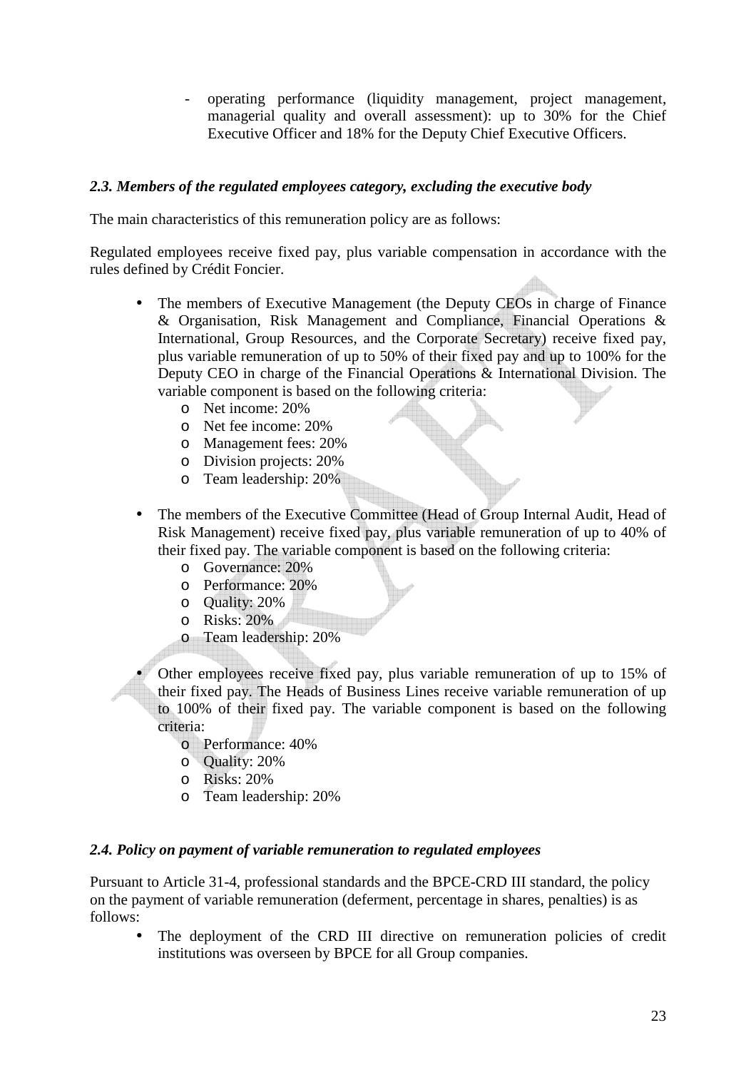- operating performance (liquidity management, project management, managerial quality and overall assessment): up to 30% for the Chief Executive Officer and 18% for the Deputy Chief Executive Officers.

### *2.3. Members of the regulated employees category, excluding the executive body*

The main characteristics of this remuneration policy are as follows:

Regulated employees receive fixed pay, plus variable compensation in accordance with the rules defined by Crédit Foncier.

- The members of Executive Management (the Deputy CEOs in charge of Finance & Organisation, Risk Management and Compliance, Financial Operations & International, Group Resources, and the Corporate Secretary) receive fixed pay, plus variable remuneration of up to 50% of their fixed pay and up to 100% for the Deputy CEO in charge of the Financial Operations & International Division. The variable component is based on the following criteria:
  - Net income: 20%
  - Net fee income: 20%
  - Management fees: 20%
  - Division projects: 20%
  - Team leadership: 20%
- The members of the Executive Committee (Head of Group Internal Audit, Head of Risk Management) receive fixed pay, plus variable remuneration of up to 40% of their fixed pay. The variable component is based on the following criteria:
  - Governance: 20%
  - Performance: 20%
  - Quality: 20%
  - Risks: 20%
  - Team leadership: 20%
- Other employees receive fixed pay, plus variable remuneration of up to 15% of their fixed pay. The Heads of Business Lines receive variable remuneration of up to 100% of their fixed pay. The variable component is based on the following criteria:
  - Performance: 40%
  - Quality: 20%
  - Risks: 20%
  - Team leadership: 20%

### *2.4. Policy on payment of variable remuneration to regulated employees*

Pursuant to Article 31-4, professional standards and the BPCE-CRD III standard, the policy on the payment of variable remuneration (deferment, percentage in shares, penalties) is as follows:

- The deployment of the CRD III directive on remuneration policies of credit institutions was overseen by BPCE for all Group companies.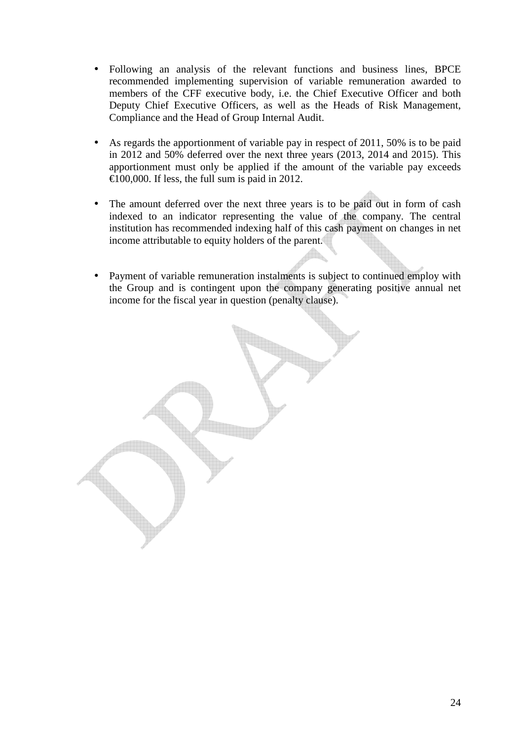- Following an analysis of the relevant functions and business lines, BPCE recommended implementing supervision of variable remuneration awarded to members of the CFF executive body, i.e. the Chief Executive Officer and both Deputy Chief Executive Officers, as well as the Heads of Risk Management, Compliance and the Head of Group Internal Audit.

- As regards the apportionment of variable pay in respect of 2011, 50% is to be paid in 2012 and 50% deferred over the next three years (2013, 2014 and 2015). This apportionment must only be applied if the amount of the variable pay exceeds €100,000. If less, the full sum is paid in 2012.

- The amount deferred over the next three years is to be paid out in form of cash indexed to an indicator representing the value of the company. The central institution has recommended indexing half of this cash payment on changes in net income attributable to equity holders of the parent.

- Payment of variable remuneration instalments is subject to continued employ with the Group and is contingent upon the company generating positive annual net income for the fiscal year in question (penalty clause).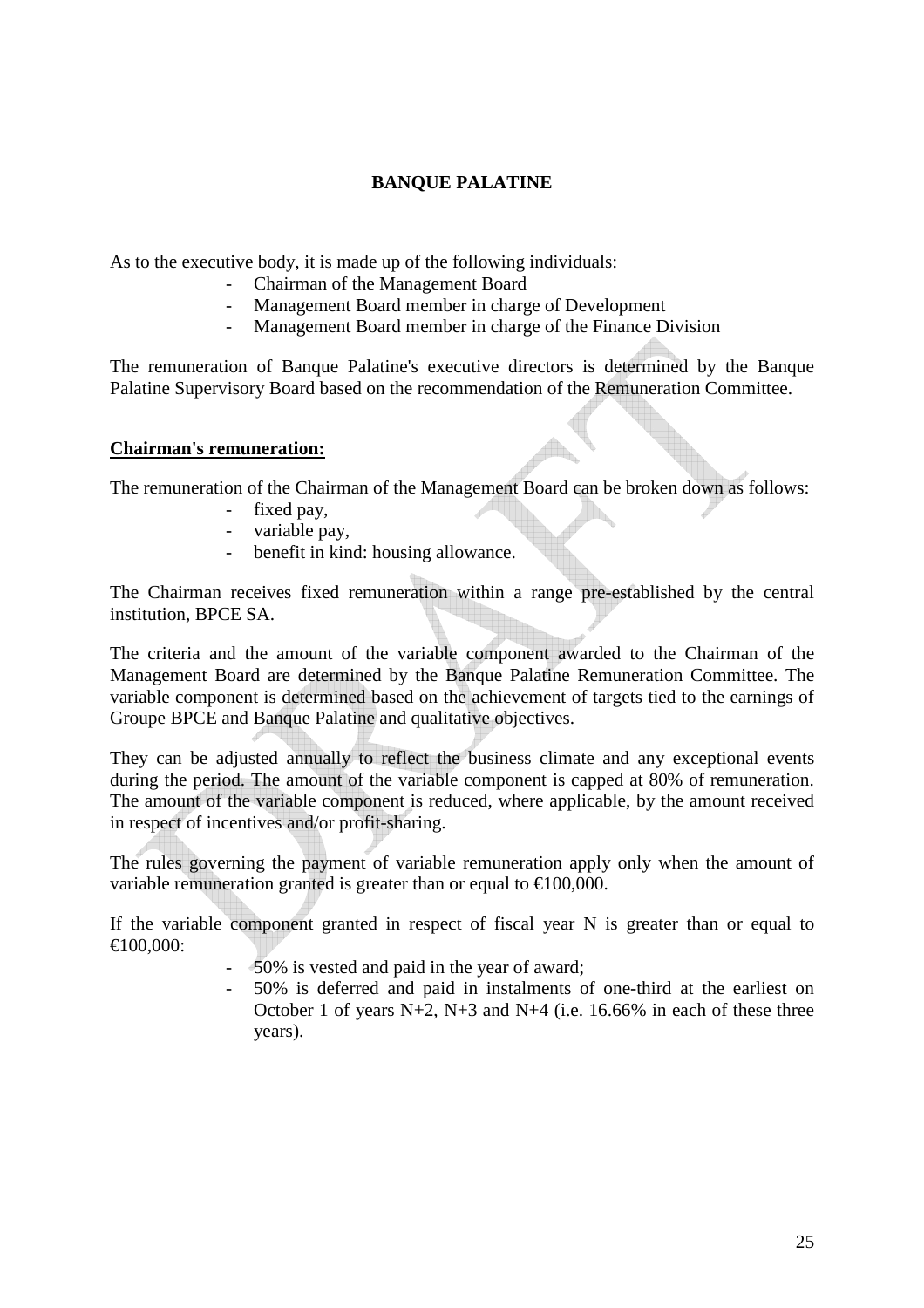# BANQUE PALATINE

As to the executive body, it is made up of the following individuals:

- Chairman of the Management Board
- Management Board member in charge of Development
- Management Board member in charge of the Finance Division

The remuneration of Banque Palatine's executive directors is determined by the Banque Palatine Supervisory Board based on the recommendation of the Remuneration Committee.

## Chairman's remuneration:

The remuneration of the Chairman of the Management Board can be broken down as follows:

- fixed pay,
- variable pay,
- benefit in kind: housing allowance.

The Chairman receives fixed remuneration within a range pre-established by the central institution, BPCE SA.

The criteria and the amount of the variable component awarded to the Chairman of the Management Board are determined by the Banque Palatine Remuneration Committee. The variable component is determined based on the achievement of targets tied to the earnings of Groupe BPCE and Banque Palatine and qualitative objectives.

They can be adjusted annually to reflect the business climate and any exceptional events during the period. The amount of the variable component is capped at 80% of remuneration. The amount of the variable component is reduced, where applicable, by the amount received in respect of incentives and/or profit-sharing.

The rules governing the payment of variable remuneration apply only when the amount of variable remuneration granted is greater than or equal to €100,000.

If the variable component granted in respect of fiscal year N is greater than or equal to €100,000:

- 50% is vested and paid in the year of award;
- 50% is deferred and paid in instalments of one-third at the earliest on October 1 of years N+2, N+3 and N+4 (i.e. 16.66% in each of these three years).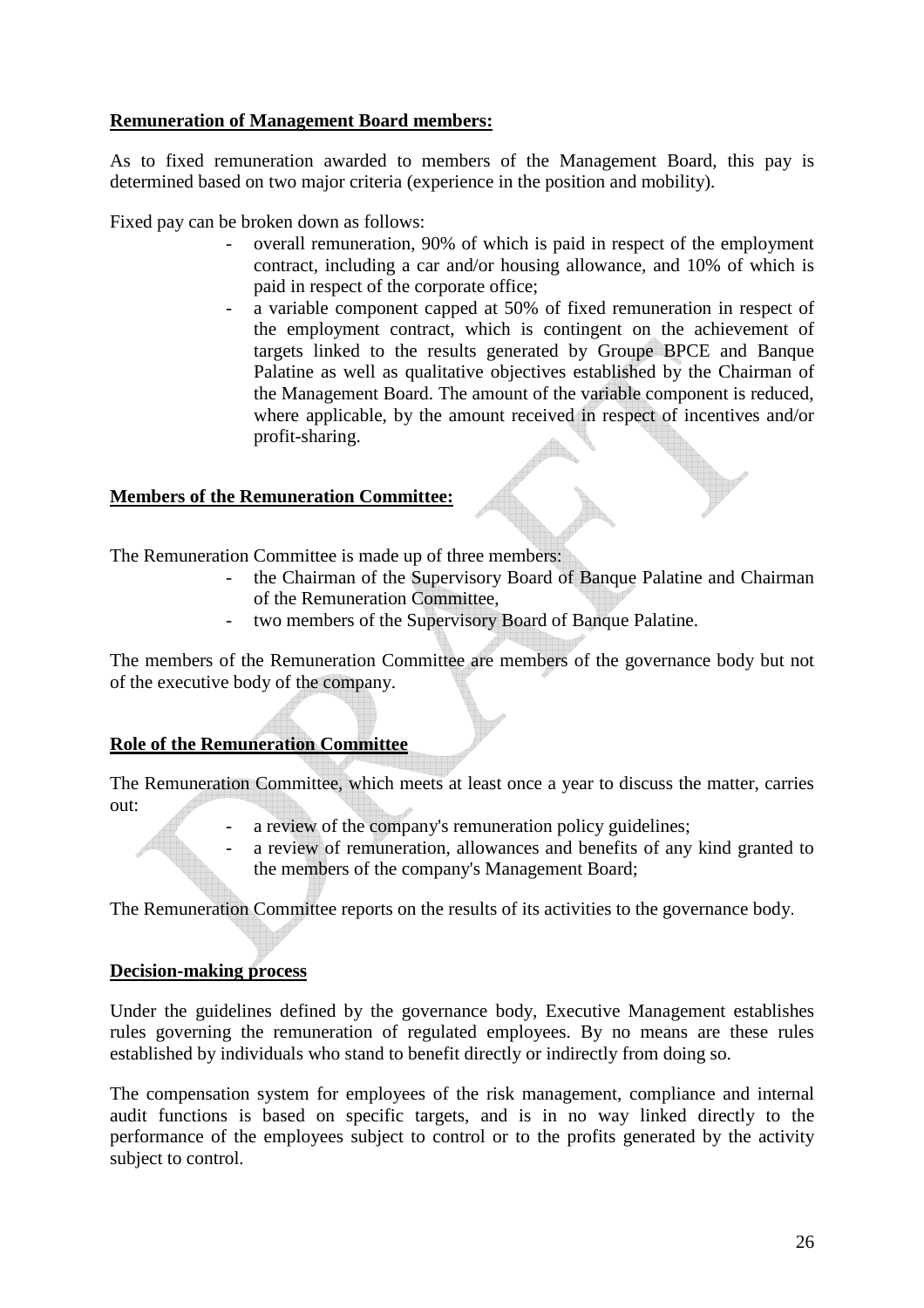**Remuneration of Management Board members:**

As to fixed remuneration awarded to members of the Management Board, this pay is determined based on two major criteria (experience in the position and mobility).

Fixed pay can be broken down as follows:

- overall remuneration, 90% of which is paid in respect of the employment contract, including a car and/or housing allowance, and 10% of which is paid in respect of the corporate office;
- a variable component capped at 50% of fixed remuneration in respect of the employment contract, which is contingent on the achievement of targets linked to the results generated by Groupe BPCE and Banque Palatine as well as qualitative objectives established by the Chairman of the Management Board. The amount of the variable component is reduced, where applicable, by the amount received in respect of incentives and/or profit-sharing.

**Members of the Remuneration Committee:**

The Remuneration Committee is made up of three members:

- the Chairman of the Supervisory Board of Banque Palatine and Chairman of the Remuneration Committee,
- two members of the Supervisory Board of Banque Palatine.

The members of the Remuneration Committee are members of the governance body but not of the executive body of the company.

**Role of the Remuneration Committee**

The Remuneration Committee, which meets at least once a year to discuss the matter, carries out:

- a review of the company's remuneration policy guidelines;
- a review of remuneration, allowances and benefits of any kind granted to the members of the company's Management Board;

The Remuneration Committee reports on the results of its activities to the governance body.

**Decision-making process**

Under the guidelines defined by the governance body, Executive Management establishes rules governing the remuneration of regulated employees. By no means are these rules established by individuals who stand to benefit directly or indirectly from doing so.

The compensation system for employees of the risk management, compliance and internal audit functions is based on specific targets, and is in no way linked directly to the performance of the employees subject to control or to the profits generated by the activity subject to control.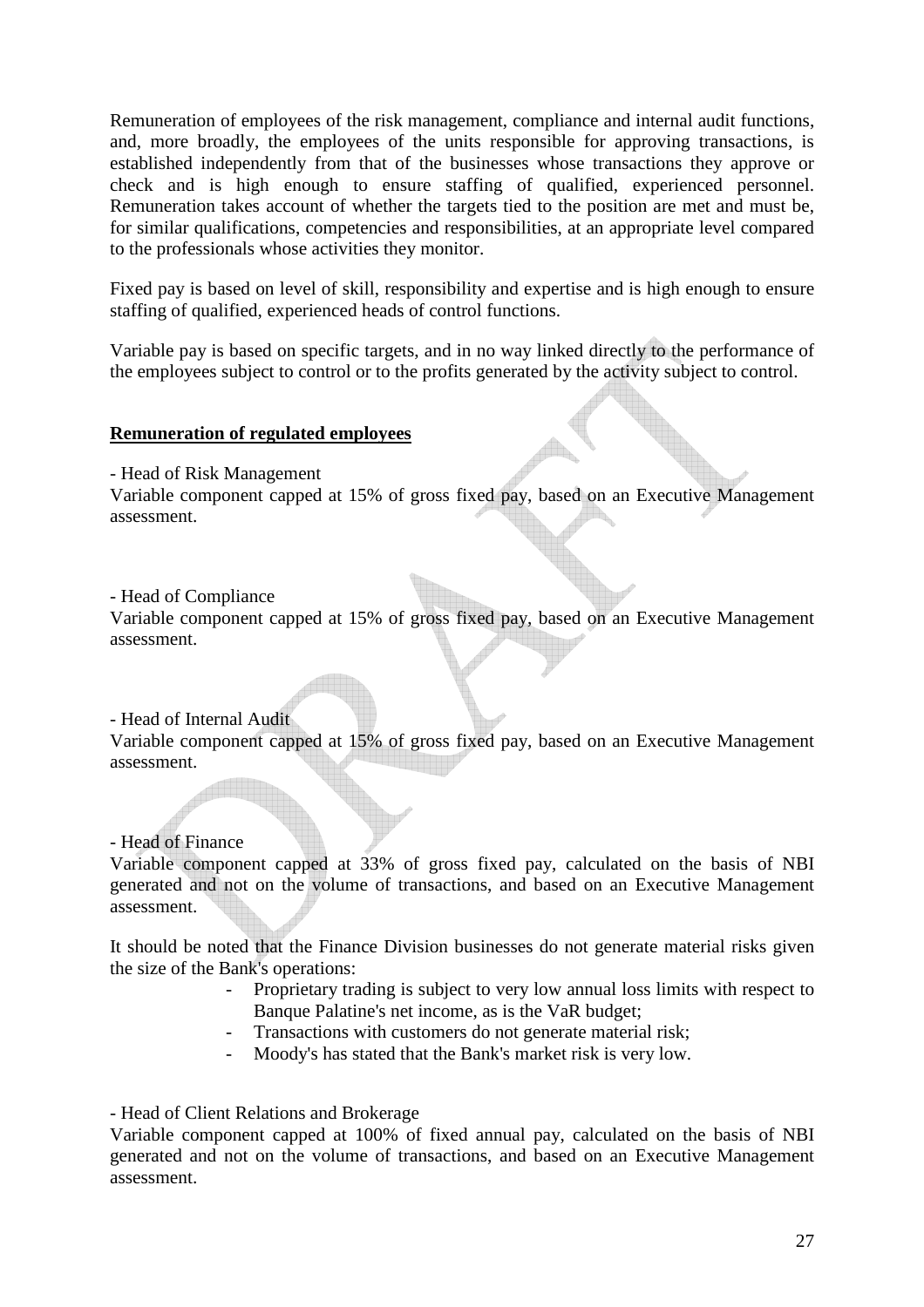Remuneration of employees of the risk management, compliance and internal audit functions, and, more broadly, the employees of the units responsible for approving transactions, is established independently from that of the businesses whose transactions they approve or check and is high enough to ensure staffing of qualified, experienced personnel. Remuneration takes account of whether the targets tied to the position are met and must be, for similar qualifications, competencies and responsibilities, at an appropriate level compared to the professionals whose activities they monitor.

Fixed pay is based on level of skill, responsibility and expertise and is high enough to ensure staffing of qualified, experienced heads of control functions.

Variable pay is based on specific targets, and in no way linked directly to the performance of the employees subject to control or to the profits generated by the activity subject to control.

**Remuneration of regulated employees**

- Head of Risk Management

Variable component capped at 15% of gross fixed pay, based on an Executive Management assessment.

- Head of Compliance

Variable component capped at 15% of gross fixed pay, based on an Executive Management assessment.

- Head of Internal Audit

Variable component capped at 15% of gross fixed pay, based on an Executive Management assessment.

- Head of Finance

Variable component capped at 33% of gross fixed pay, calculated on the basis of NBI generated and not on the volume of transactions, and based on an Executive Management assessment.

It should be noted that the Finance Division businesses do not generate material risks given the size of the Bank's operations:

- Proprietary trading is subject to very low annual loss limits with respect to Banque Palatine's net income, as is the VaR budget;
- Transactions with customers do not generate material risk;
- Moody's has stated that the Bank's market risk is very low.

- Head of Client Relations and Brokerage

Variable component capped at 100% of fixed annual pay, calculated on the basis of NBI generated and not on the volume of transactions, and based on an Executive Management assessment.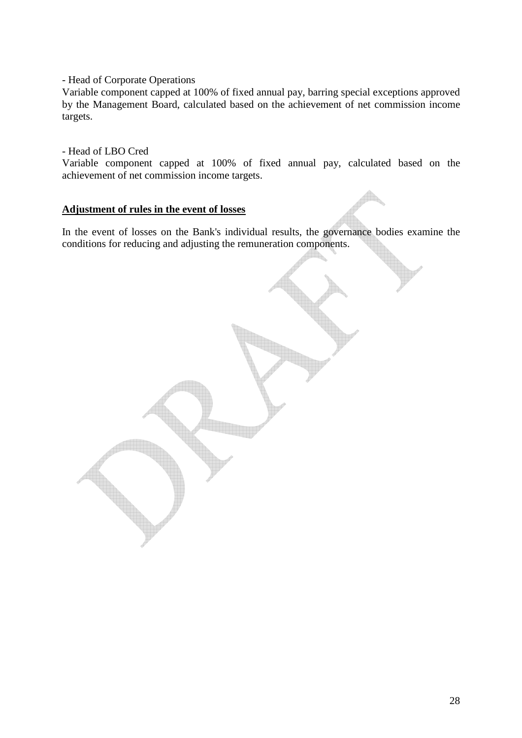- Head of Corporate Operations

Variable component capped at 100% of fixed annual pay, barring special exceptions approved by the Management Board, calculated based on the achievement of net commission income targets.

- Head of LBO Cred

Variable component capped at 100% of fixed annual pay, calculated based on the achievement of net commission income targets.

**Adjustment of rules in the event of losses**

In the event of losses on the Bank's individual results, the governance bodies examine the conditions for reducing and adjusting the remuneration components.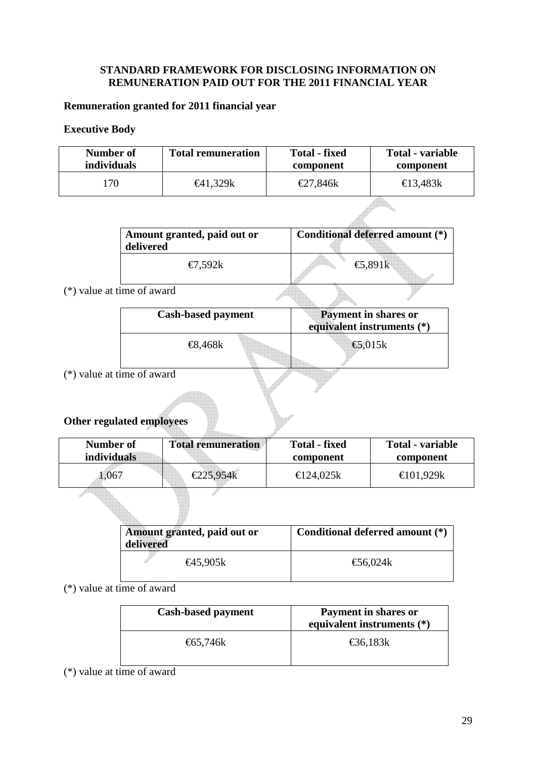## STANDARD FRAMEWORK FOR DISCLOSING INFORMATION ON REMUNERATION PAID OUT FOR THE 2011 FINANCIAL YEAR

**Remuneration granted for 2011 financial year**

**Executive Body**

| Number of individuals | Total remuneration | Total - fixed component | Total - variable component |
|---|---|---|---|
| 170 | €41,329k | €27,846k | €13,483k |

| Amount granted, paid out or delivered | Conditional deferred amount (*) |
|---|---|
| €7,592k | €5,891k |

(*) value at time of award

| Cash-based payment | Payment in shares or equivalent instruments (*) |
|---|---|
| €8,468k | €5,015k |

(*) value at time of award

**Other regulated employees**

| Number of individuals | Total remuneration | Total - fixed component | Total - variable component |
|---|---|---|---|
| 1,067 | €225,954k | €124,025k | €101,929k |

| Amount granted, paid out or delivered | Conditional deferred amount (*) |
|---|---|
| €45,905k | €56,024k |

(*) value at time of award

| Cash-based payment | Payment in shares or equivalent instruments (*) |
|---|---|
| €65,746k | €36,183k |

(*) value at time of award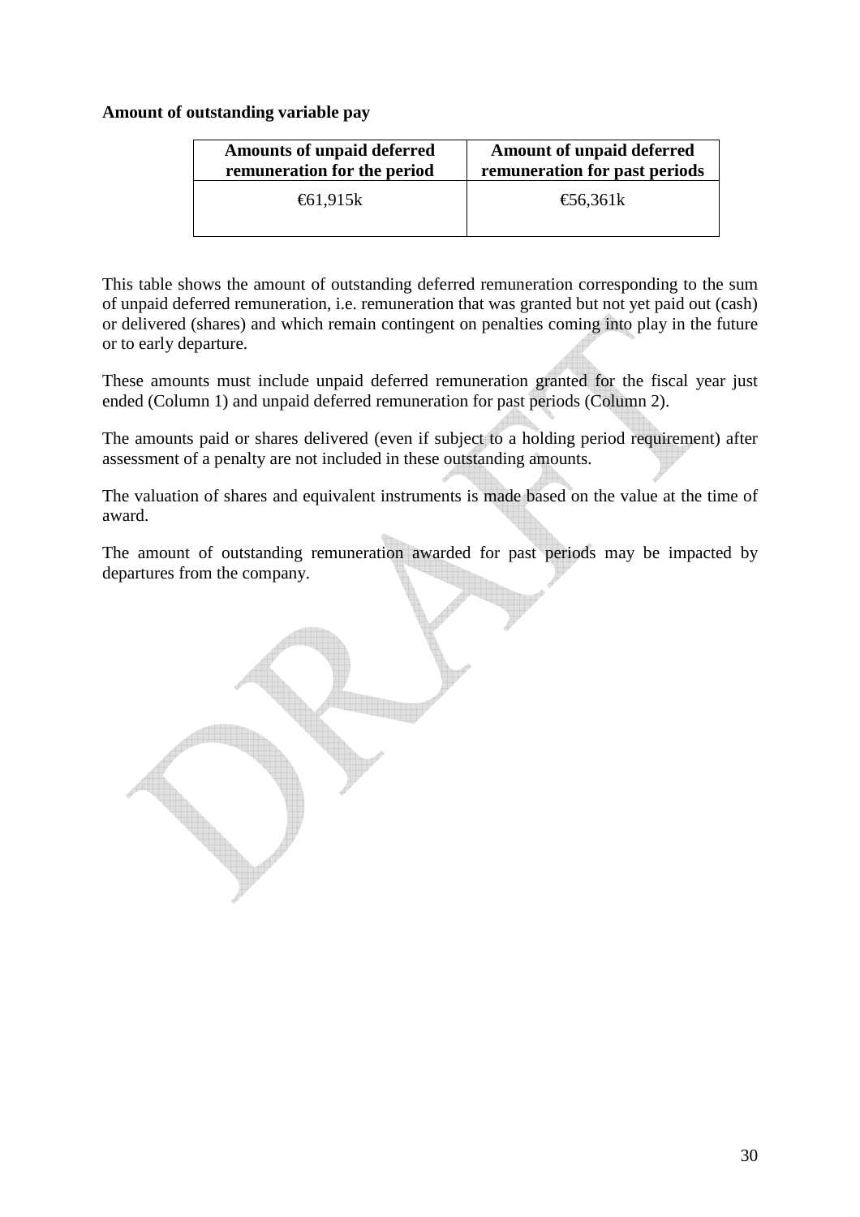**Amount of outstanding variable pay**

| Amounts of unpaid deferred remuneration for the period | Amount of unpaid deferred remuneration for past periods |
|---|---|
| €61,915k | €56,361k |

This table shows the amount of outstanding deferred remuneration corresponding to the sum of unpaid deferred remuneration, i.e. remuneration that was granted but not yet paid out (cash) or delivered (shares) and which remain contingent on penalties coming into play in the future or to early departure.

These amounts must include unpaid deferred remuneration granted for the fiscal year just ended (Column 1) and unpaid deferred remuneration for past periods (Column 2).

The amounts paid or shares delivered (even if subject to a holding period requirement) after assessment of a penalty are not included in these outstanding amounts.

The valuation of shares and equivalent instruments is made based on the value at the time of award.

The amount of outstanding remuneration awarded for past periods may be impacted by departures from the company.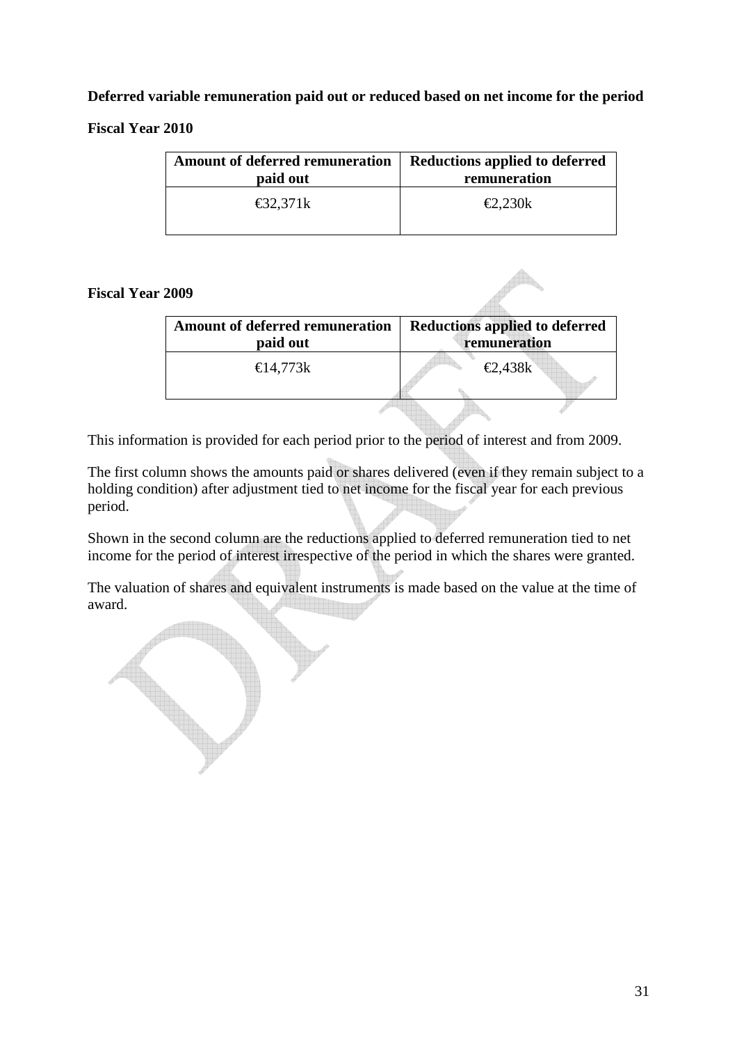**Deferred variable remuneration paid out or reduced based on net income for the period**

**Fiscal Year 2010**

| Amount of deferred remuneration paid out | Reductions applied to deferred remuneration |
| --- | --- |
| €32,371k | €2,230k |

**Fiscal Year 2009**

| Amount of deferred remuneration paid out | Reductions applied to deferred remuneration |
| --- | --- |
| €14,773k | €2,438k |

This information is provided for each period prior to the period of interest and from 2009.

The first column shows the amounts paid or shares delivered (even if they remain subject to a holding condition) after adjustment tied to net income for the fiscal year for each previous period.

Shown in the second column are the reductions applied to deferred remuneration tied to net income for the period of interest irrespective of the period in which the shares were granted.

The valuation of shares and equivalent instruments is made based on the value at the time of award.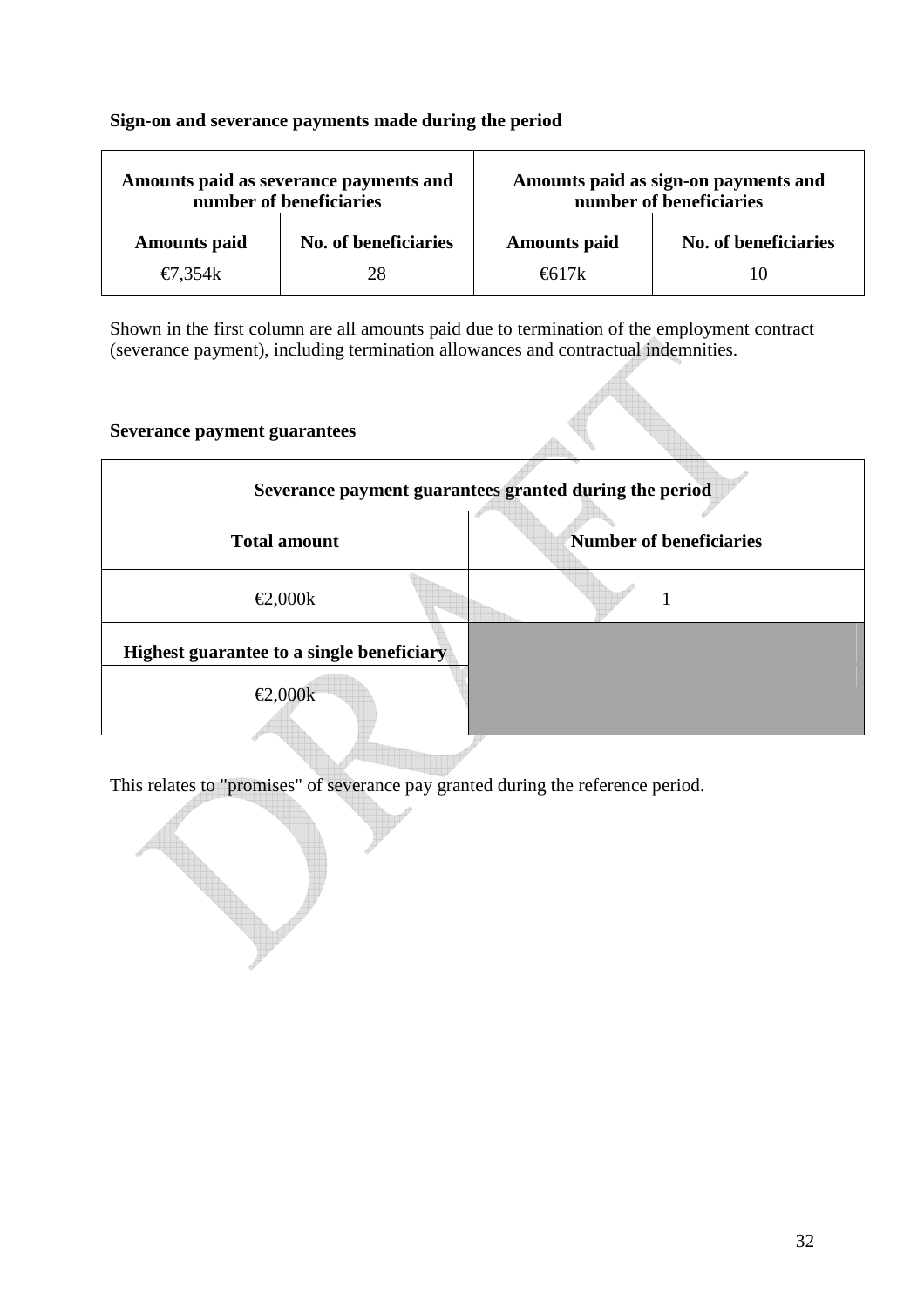**Sign-on and severance payments made during the period**

| Amounts paid as severance payments and number of beneficiaries | | Amounts paid as sign-on payments and number of beneficiaries | |
|---|---|---|---|
| Amounts paid | No. of beneficiaries | Amounts paid | No. of beneficiaries |
| €7,354k | 28 | €617k | 10 |

Shown in the first column are all amounts paid due to termination of the employment contract (severance payment), including termination allowances and contractual indemnities.

**Severance payment guarantees**

| Severance payment guarantees granted during the period | |
|---|---|
| **Total amount** | **Number of beneficiaries** |
| €2,000k | 1 |
| **Highest guarantee to a single beneficiary** | |
| €2,000k | |

This relates to "promises" of severance pay granted during the reference period.